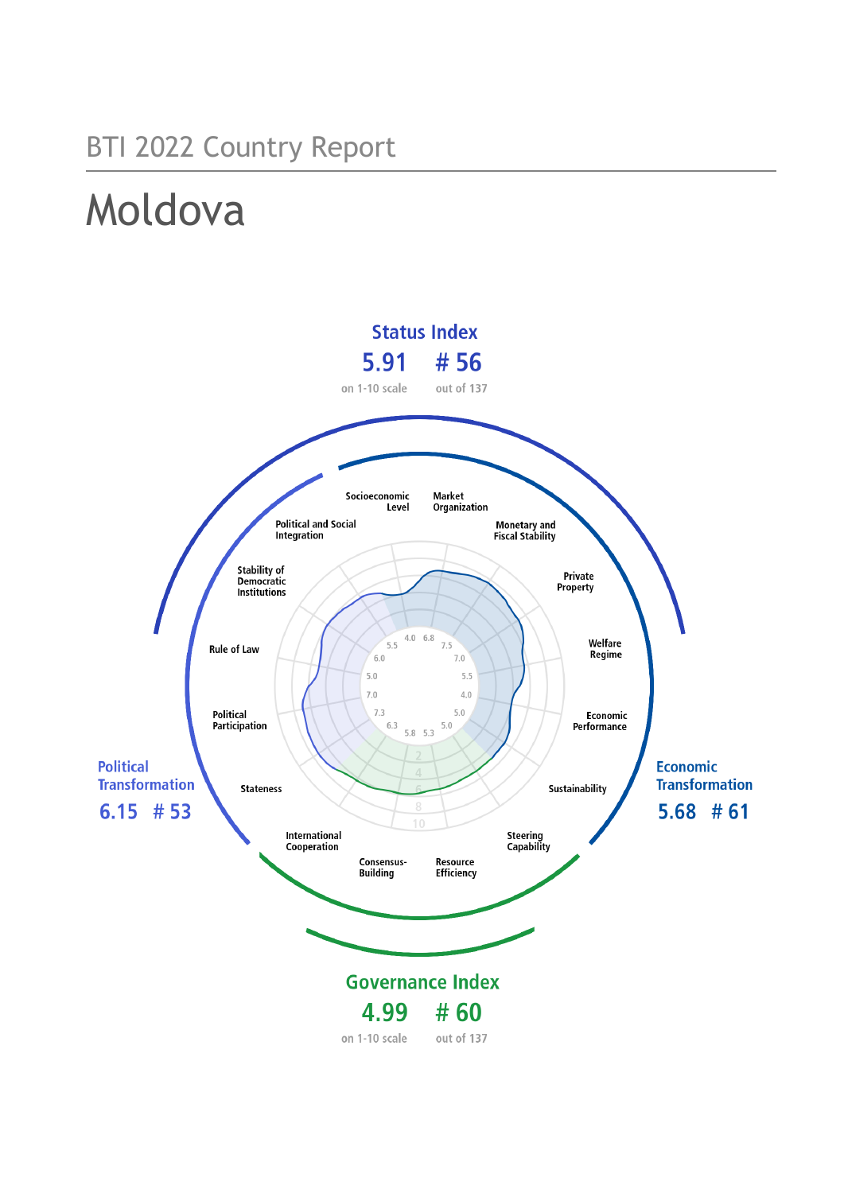BTI 2022 Country Report

# Moldova

**Status Index**

5.91 — # 56

on 1-10 scale — out of 137

**Political Transformation**

6.15 # 53

**Economic Transformation**

5.68 # 61

**Governance Index**

4.99 — # 60

on 1-10 scale — out of 137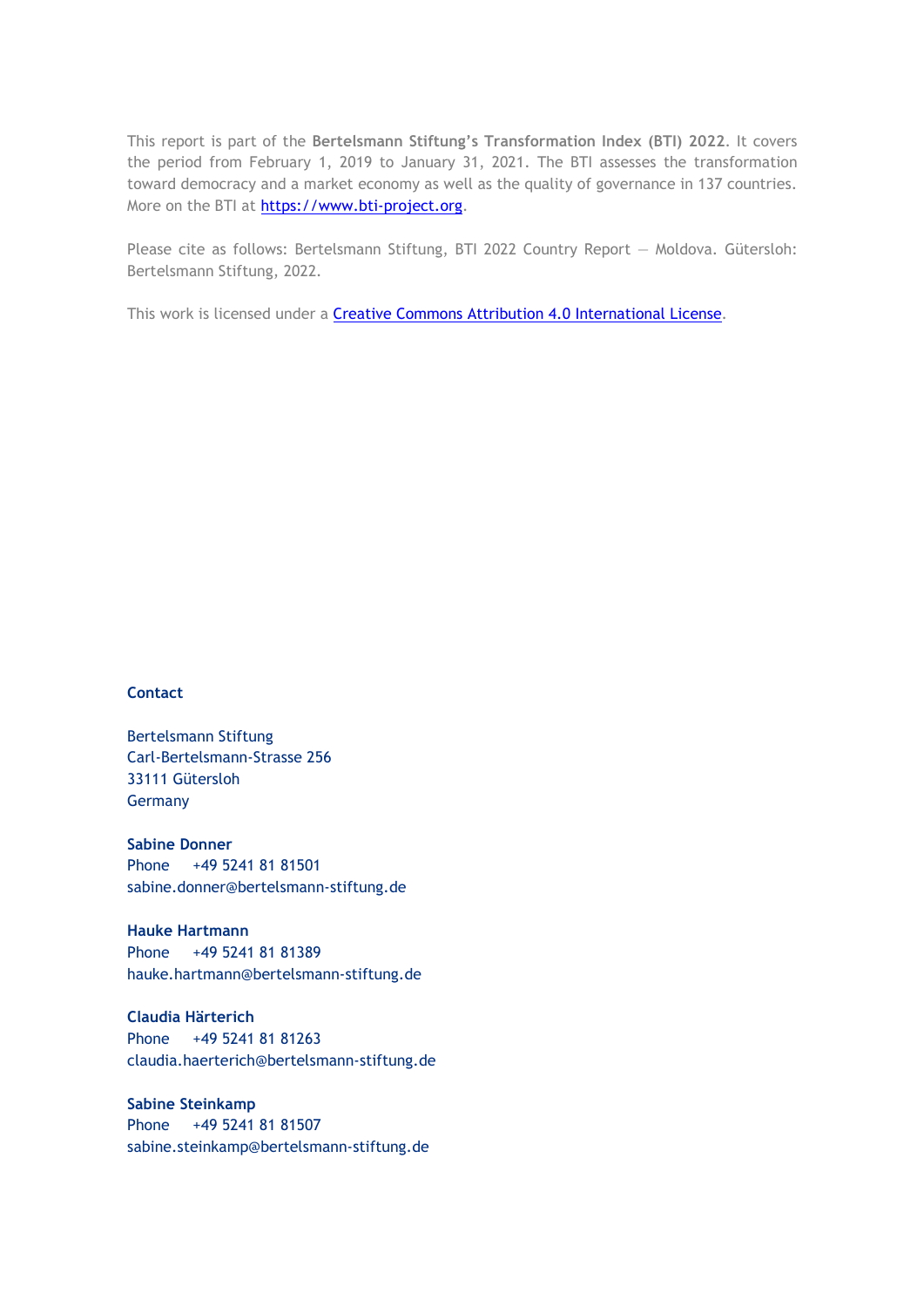This report is part of the **Bertelsmann Stiftung's Transformation Index (BTI) 2022**. It covers the period from February 1, 2019 to January 31, 2021. The BTI assesses the transformation toward democracy and a market economy as well as the quality of governance in 137 countries. More on the BTI at [https://www.bti-project.org](https://www.bti-project.org).

Please cite as follows: Bertelsmann Stiftung, BTI 2022 Country Report — Moldova. Gütersloh: Bertelsmann Stiftung, 2022.

This work is licensed under a [Creative Commons Attribution 4.0 International License](https://creativecommons.org/licenses/by/4.0/).

**Contact**

Bertelsmann Stiftung
Carl-Bertelsmann-Strasse 256
33111 Gütersloh
Germany

**Sabine Donner**
Phone +49 5241 81 81501
sabine.donner@bertelsmann-stiftung.de

**Hauke Hartmann**
Phone +49 5241 81 81389
hauke.hartmann@bertelsmann-stiftung.de

**Claudia Härterich**
Phone +49 5241 81 81263
claudia.haerterich@bertelsmann-stiftung.de

**Sabine Steinkamp**
Phone +49 5241 81 81507
sabine.steinkamp@bertelsmann-stiftung.de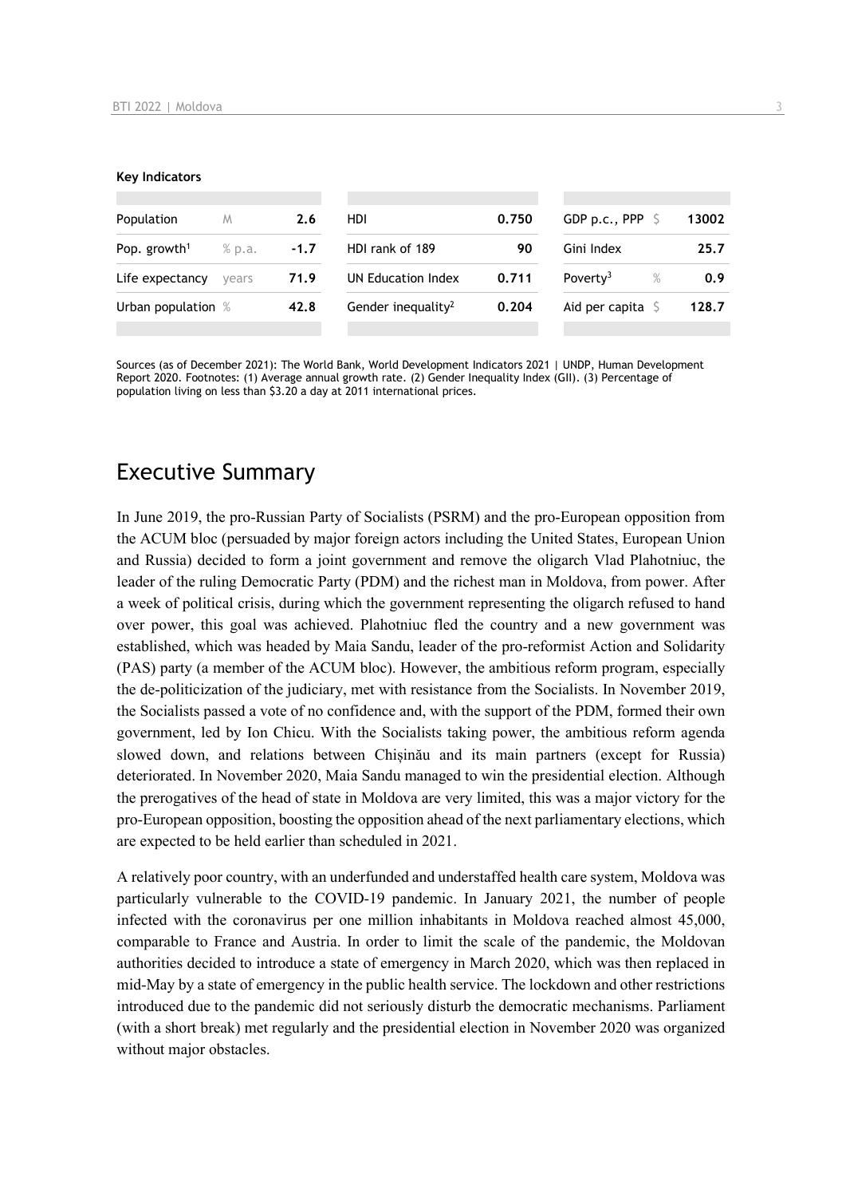**Key Indicators**

| | | | | | | | |
|---|---|---|---|---|---|---|---|
| Population | M | 2.6 | HDI | 0.750 | GDP p.c., PPP | $ | 13002 |
| Pop. growth[1] | % p.a. | -1.7 | HDI rank of 189 | 90 | Gini Index | | 25.7 |
| Life expectancy | years | 71.9 | UN Education Index | 0.711 | Poverty[3] | % | 0.9 |
| Urban population | % | 42.8 | Gender inequality[2] | 0.204 | Aid per capita | $ | 128.7 |

Sources (as of December 2021): The World Bank, World Development Indicators 2021 | UNDP, Human Development Report 2020. Footnotes: (1) Average annual growth rate. (2) Gender Inequality Index (GII). (3) Percentage of population living on less than $3.20 a day at 2011 international prices.

# Executive Summary

In June 2019, the pro-Russian Party of Socialists (PSRM) and the pro-European opposition from the ACUM bloc (persuaded by major foreign actors including the United States, European Union and Russia) decided to form a joint government and remove the oligarch Vlad Plahotniuc, the leader of the ruling Democratic Party (PDM) and the richest man in Moldova, from power. After a week of political crisis, during which the government representing the oligarch refused to hand over power, this goal was achieved. Plahotniuc fled the country and a new government was established, which was headed by Maia Sandu, leader of the pro-reformist Action and Solidarity (PAS) party (a member of the ACUM bloc). However, the ambitious reform program, especially the de-politicization of the judiciary, met with resistance from the Socialists. In November 2019, the Socialists passed a vote of no confidence and, with the support of the PDM, formed their own government, led by Ion Chicu. With the Socialists taking power, the ambitious reform agenda slowed down, and relations between Chișinău and its main partners (except for Russia) deteriorated. In November 2020, Maia Sandu managed to win the presidential election. Although the prerogatives of the head of state in Moldova are very limited, this was a major victory for the pro-European opposition, boosting the opposition ahead of the next parliamentary elections, which are expected to be held earlier than scheduled in 2021.

A relatively poor country, with an underfunded and understaffed health care system, Moldova was particularly vulnerable to the COVID-19 pandemic. In January 2021, the number of people infected with the coronavirus per one million inhabitants in Moldova reached almost 45,000, comparable to France and Austria. In order to limit the scale of the pandemic, the Moldovan authorities decided to introduce a state of emergency in March 2020, which was then replaced in mid-May by a state of emergency in the public health service. The lockdown and other restrictions introduced due to the pandemic did not seriously disturb the democratic mechanisms. Parliament (with a short break) met regularly and the presidential election in November 2020 was organized without major obstacles.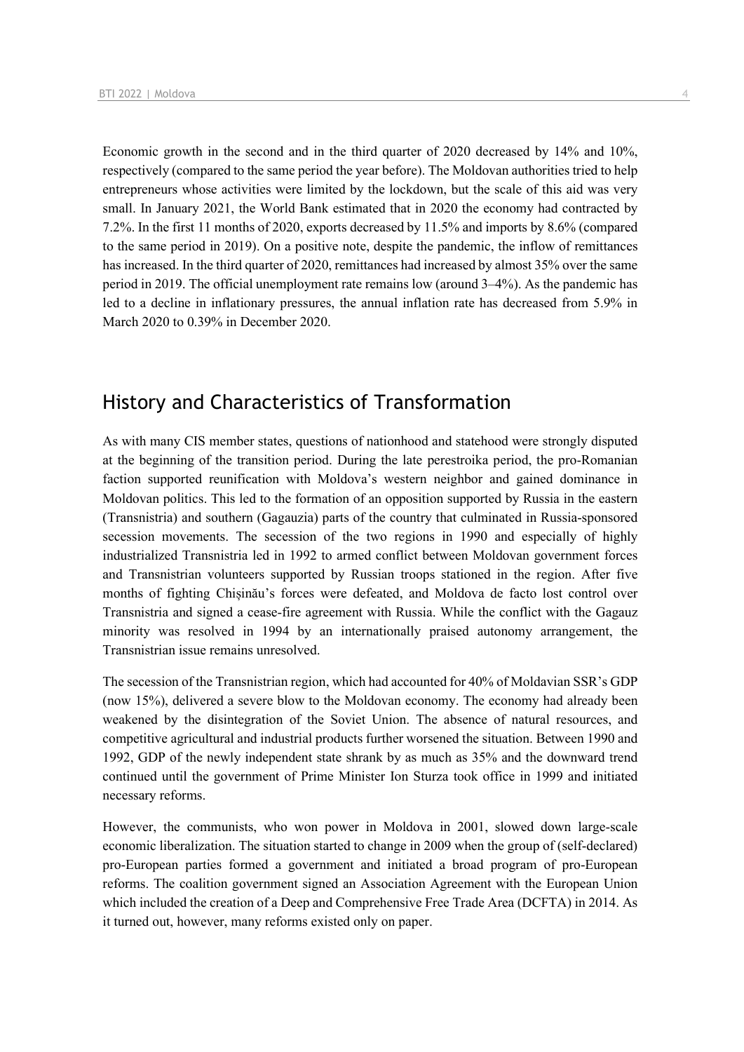Economic growth in the second and in the third quarter of 2020 decreased by 14% and 10%, respectively (compared to the same period the year before). The Moldovan authorities tried to help entrepreneurs whose activities were limited by the lockdown, but the scale of this aid was very small. In January 2021, the World Bank estimated that in 2020 the economy had contracted by 7.2%. In the first 11 months of 2020, exports decreased by 11.5% and imports by 8.6% (compared to the same period in 2019). On a positive note, despite the pandemic, the inflow of remittances has increased. In the third quarter of 2020, remittances had increased by almost 35% over the same period in 2019. The official unemployment rate remains low (around 3–4%). As the pandemic has led to a decline in inflationary pressures, the annual inflation rate has decreased from 5.9% in March 2020 to 0.39% in December 2020.

## History and Characteristics of Transformation

As with many CIS member states, questions of nationhood and statehood were strongly disputed at the beginning of the transition period. During the late perestroika period, the pro-Romanian faction supported reunification with Moldova's western neighbor and gained dominance in Moldovan politics. This led to the formation of an opposition supported by Russia in the eastern (Transnistria) and southern (Gagauzia) parts of the country that culminated in Russia-sponsored secession movements. The secession of the two regions in 1990 and especially of highly industrialized Transnistria led in 1992 to armed conflict between Moldovan government forces and Transnistrian volunteers supported by Russian troops stationed in the region. After five months of fighting Chișinău's forces were defeated, and Moldova de facto lost control over Transnistria and signed a cease-fire agreement with Russia. While the conflict with the Gagauz minority was resolved in 1994 by an internationally praised autonomy arrangement, the Transnistrian issue remains unresolved.

The secession of the Transnistrian region, which had accounted for 40% of Moldavian SSR's GDP (now 15%), delivered a severe blow to the Moldovan economy. The economy had already been weakened by the disintegration of the Soviet Union. The absence of natural resources, and competitive agricultural and industrial products further worsened the situation. Between 1990 and 1992, GDP of the newly independent state shrank by as much as 35% and the downward trend continued until the government of Prime Minister Ion Sturza took office in 1999 and initiated necessary reforms.

However, the communists, who won power in Moldova in 2001, slowed down large-scale economic liberalization. The situation started to change in 2009 when the group of (self-declared) pro-European parties formed a government and initiated a broad program of pro-European reforms. The coalition government signed an Association Agreement with the European Union which included the creation of a Deep and Comprehensive Free Trade Area (DCFTA) in 2014. As it turned out, however, many reforms existed only on paper.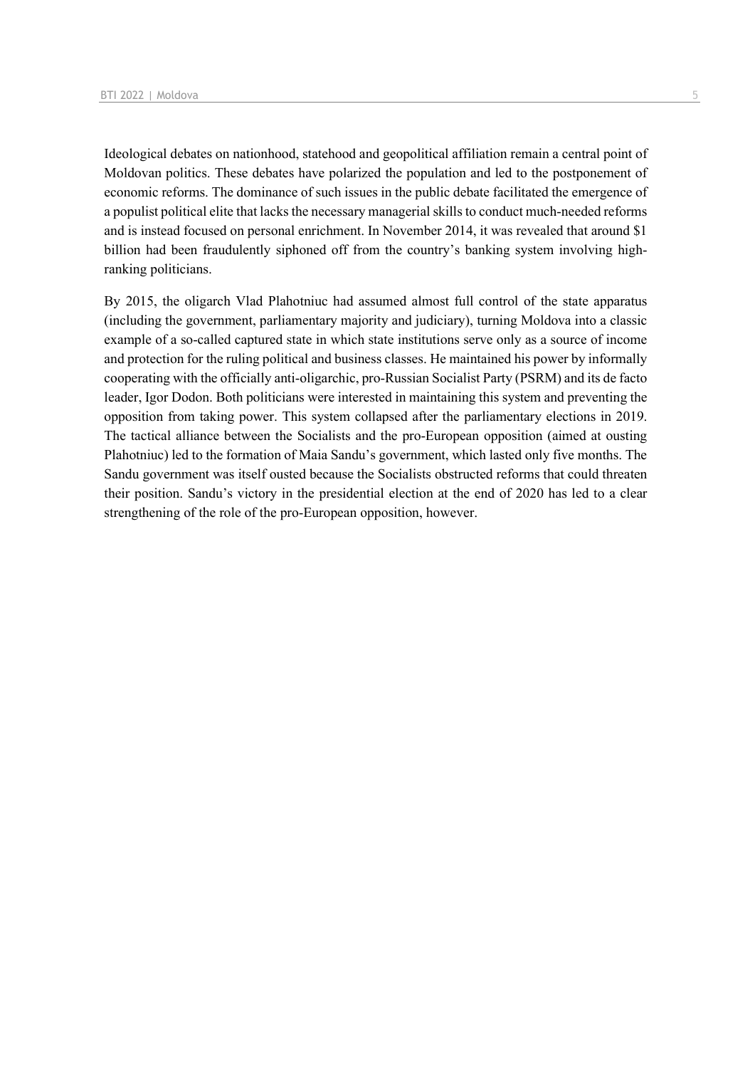Ideological debates on nationhood, statehood and geopolitical affiliation remain a central point of Moldovan politics. These debates have polarized the population and led to the postponement of economic reforms. The dominance of such issues in the public debate facilitated the emergence of a populist political elite that lacks the necessary managerial skills to conduct much-needed reforms and is instead focused on personal enrichment. In November 2014, it was revealed that around $1 billion had been fraudulently siphoned off from the country's banking system involving high-ranking politicians.

By 2015, the oligarch Vlad Plahotniuc had assumed almost full control of the state apparatus (including the government, parliamentary majority and judiciary), turning Moldova into a classic example of a so-called captured state in which state institutions serve only as a source of income and protection for the ruling political and business classes. He maintained his power by informally cooperating with the officially anti-oligarchic, pro-Russian Socialist Party (PSRM) and its de facto leader, Igor Dodon. Both politicians were interested in maintaining this system and preventing the opposition from taking power. This system collapsed after the parliamentary elections in 2019. The tactical alliance between the Socialists and the pro-European opposition (aimed at ousting Plahotniuc) led to the formation of Maia Sandu's government, which lasted only five months. The Sandu government was itself ousted because the Socialists obstructed reforms that could threaten their position. Sandu's victory in the presidential election at the end of 2020 has led to a clear strengthening of the role of the pro-European opposition, however.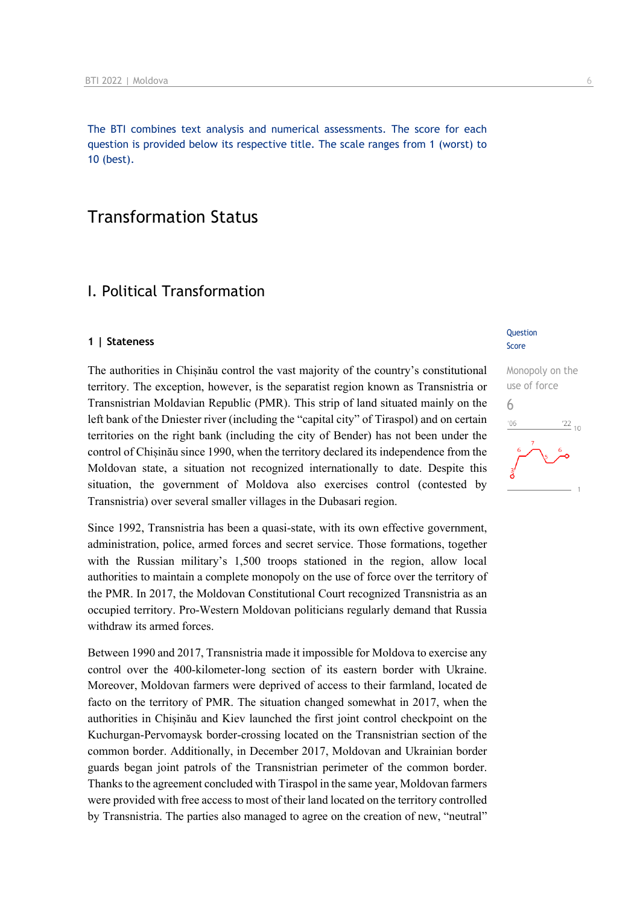The BTI combines text analysis and numerical assessments. The score for each question is provided below its respective title. The scale ranges from 1 (worst) to 10 (best).

# Transformation Status

## I. Political Transformation

### 1 | Stateness

Question Score

Monopoly on the use of force

6

The authorities in Chișinău control the vast majority of the country's constitutional territory. The exception, however, is the separatist region known as Transnistria or Transnistrian Moldavian Republic (PMR). This strip of land situated mainly on the left bank of the Dniester river (including the "capital city" of Tiraspol) and on certain territories on the right bank (including the city of Bender) has not been under the control of Chișinău since 1990, when the territory declared its independence from the Moldovan state, a situation not recognized internationally to date. Despite this situation, the government of Moldova also exercises control (contested by Transnistria) over several smaller villages in the Dubasari region.

Since 1992, Transnistria has been a quasi-state, with its own effective government, administration, police, armed forces and secret service. Those formations, together with the Russian military's 1,500 troops stationed in the region, allow local authorities to maintain a complete monopoly on the use of force over the territory of the PMR. In 2017, the Moldovan Constitutional Court recognized Transnistria as an occupied territory. Pro-Western Moldovan politicians regularly demand that Russia withdraw its armed forces.

Between 1990 and 2017, Transnistria made it impossible for Moldova to exercise any control over the 400-kilometer-long section of its eastern border with Ukraine. Moreover, Moldovan farmers were deprived of access to their farmland, located de facto on the territory of PMR. The situation changed somewhat in 2017, when the authorities in Chișinău and Kiev launched the first joint control checkpoint on the Kuchurgan-Pervomaysk border-crossing located on the Transnistrian section of the common border. Additionally, in December 2017, Moldovan and Ukrainian border guards began joint patrols of the Transnistrian perimeter of the common border. Thanks to the agreement concluded with Tiraspol in the same year, Moldovan farmers were provided with free access to most of their land located on the territory controlled by Transnistria. The parties also managed to agree on the creation of new, "neutral"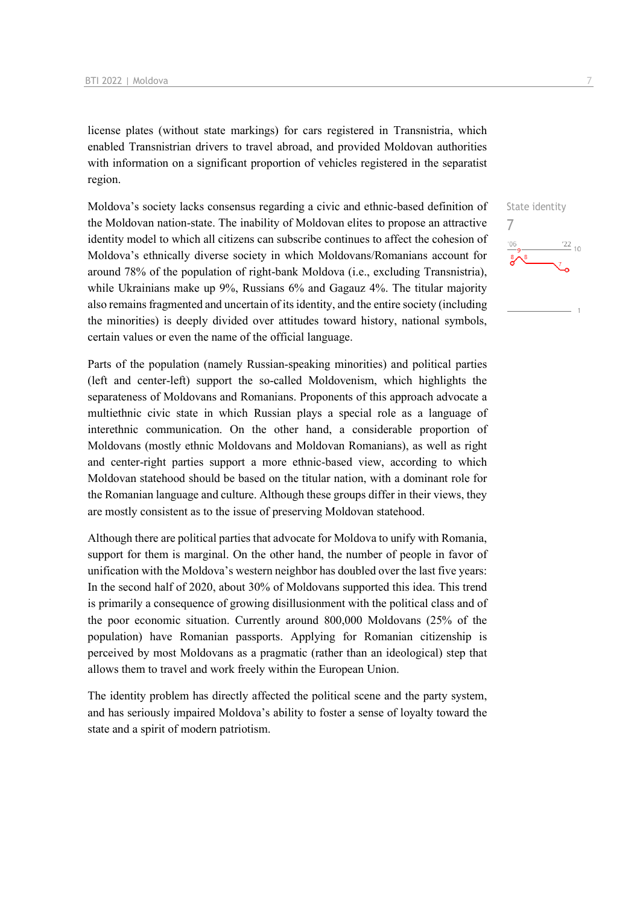license plates (without state markings) for cars registered in Transnistria, which enabled Transnistrian drivers to travel abroad, and provided Moldovan authorities with information on a significant proportion of vehicles registered in the separatist region.

State identity
7

Moldova's society lacks consensus regarding a civic and ethnic-based definition of the Moldovan nation-state. The inability of Moldovan elites to propose an attractive identity model to which all citizens can subscribe continues to affect the cohesion of Moldova's ethnically diverse society in which Moldovans/Romanians account for around 78% of the population of right-bank Moldova (i.e., excluding Transnistria), while Ukrainians make up 9%, Russians 6% and Gagauz 4%. The titular majority also remains fragmented and uncertain of its identity, and the entire society (including the minorities) is deeply divided over attitudes toward history, national symbols, certain values or even the name of the official language.

Parts of the population (namely Russian-speaking minorities) and political parties (left and center-left) support the so-called Moldovenism, which highlights the separateness of Moldovans and Romanians. Proponents of this approach advocate a multiethnic civic state in which Russian plays a special role as a language of interethnic communication. On the other hand, a considerable proportion of Moldovans (mostly ethnic Moldovans and Moldovan Romanians), as well as right and center-right parties support a more ethnic-based view, according to which Moldovan statehood should be based on the titular nation, with a dominant role for the Romanian language and culture. Although these groups differ in their views, they are mostly consistent as to the issue of preserving Moldovan statehood.

Although there are political parties that advocate for Moldova to unify with Romania, support for them is marginal. On the other hand, the number of people in favor of unification with the Moldova's western neighbor has doubled over the last five years: In the second half of 2020, about 30% of Moldovans supported this idea. This trend is primarily a consequence of growing disillusionment with the political class and of the poor economic situation. Currently around 800,000 Moldovans (25% of the population) have Romanian passports. Applying for Romanian citizenship is perceived by most Moldovans as a pragmatic (rather than an ideological) step that allows them to travel and work freely within the European Union.

The identity problem has directly affected the political scene and the party system, and has seriously impaired Moldova's ability to foster a sense of loyalty toward the state and a spirit of modern patriotism.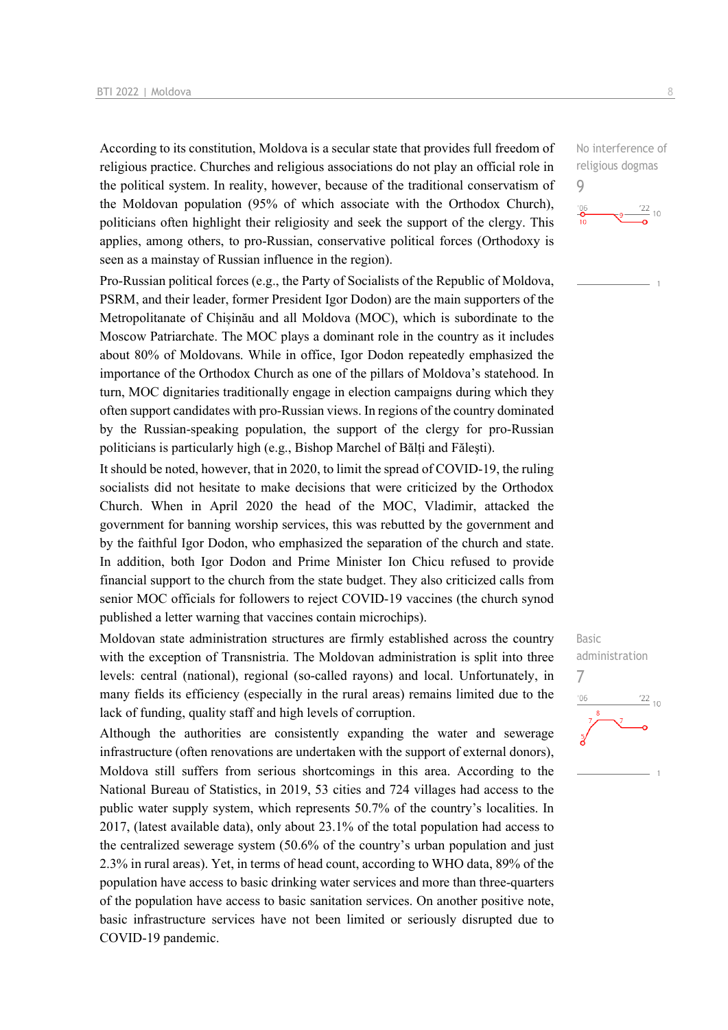According to its constitution, Moldova is a secular state that provides full freedom of religious practice. Churches and religious associations do not play an official role in the political system. In reality, however, because of the traditional conservatism of the Moldovan population (95% of which associate with the Orthodox Church), politicians often highlight their religiosity and seek the support of the clergy. This applies, among others, to pro-Russian, conservative political forces (Orthodoxy is seen as a mainstay of Russian influence in the region).

No interference of religious dogmas
9

Pro-Russian political forces (e.g., the Party of Socialists of the Republic of Moldova, PSRM, and their leader, former President Igor Dodon) are the main supporters of the Metropolitanate of Chișinău and all Moldova (MOC), which is subordinate to the Moscow Patriarchate. The MOC plays a dominant role in the country as it includes about 80% of Moldovans. While in office, Igor Dodon repeatedly emphasized the importance of the Orthodox Church as one of the pillars of Moldova's statehood. In turn, MOC dignitaries traditionally engage in election campaigns during which they often support candidates with pro-Russian views. In regions of the country dominated by the Russian-speaking population, the support of the clergy for pro-Russian politicians is particularly high (e.g., Bishop Marchel of Bălți and Fălești).

It should be noted, however, that in 2020, to limit the spread of COVID-19, the ruling socialists did not hesitate to make decisions that were criticized by the Orthodox Church. When in April 2020 the head of the MOC, Vladimir, attacked the government for banning worship services, this was rebutted by the government and by the faithful Igor Dodon, who emphasized the separation of the church and state. In addition, both Igor Dodon and Prime Minister Ion Chicu refused to provide financial support to the church from the state budget. They also criticized calls from senior MOC officials for followers to reject COVID-19 vaccines (the church synod published a letter warning that vaccines contain microchips).

Moldovan state administration structures are firmly established across the country with the exception of Transnistria. The Moldovan administration is split into three levels: central (national), regional (so-called rayons) and local. Unfortunately, in many fields its efficiency (especially in the rural areas) remains limited due to the lack of funding, quality staff and high levels of corruption.

Basic administration
7

Although the authorities are consistently expanding the water and sewerage infrastructure (often renovations are undertaken with the support of external donors), Moldova still suffers from serious shortcomings in this area. According to the National Bureau of Statistics, in 2019, 53 cities and 724 villages had access to the public water supply system, which represents 50.7% of the country's localities. In 2017, (latest available data), only about 23.1% of the total population had access to the centralized sewerage system (50.6% of the country's urban population and just 2.3% in rural areas). Yet, in terms of head count, according to WHO data, 89% of the population have access to basic drinking water services and more than three-quarters of the population have access to basic sanitation services. On another positive note, basic infrastructure services have not been limited or seriously disrupted due to COVID-19 pandemic.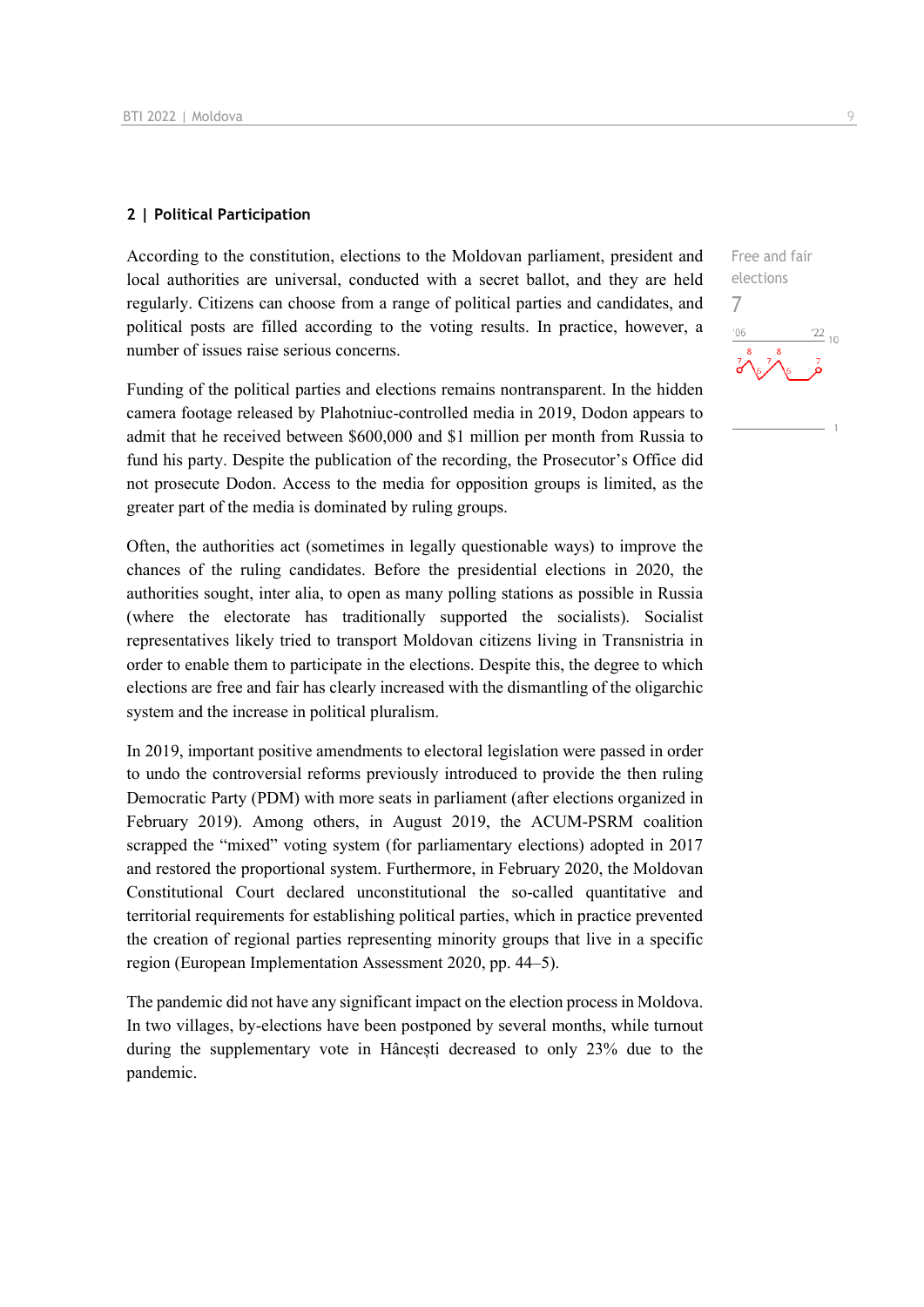## 2 | Political Participation

Free and fair elections

7

According to the constitution, elections to the Moldovan parliament, president and local authorities are universal, conducted with a secret ballot, and they are held regularly. Citizens can choose from a range of political parties and candidates, and political posts are filled according to the voting results. In practice, however, a number of issues raise serious concerns.

Funding of the political parties and elections remains nontransparent. In the hidden camera footage released by Plahotniuc-controlled media in 2019, Dodon appears to admit that he received between $600,000 and $1 million per month from Russia to fund his party. Despite the publication of the recording, the Prosecutor's Office did not prosecute Dodon. Access to the media for opposition groups is limited, as the greater part of the media is dominated by ruling groups.

Often, the authorities act (sometimes in legally questionable ways) to improve the chances of the ruling candidates. Before the presidential elections in 2020, the authorities sought, inter alia, to open as many polling stations as possible in Russia (where the electorate has traditionally supported the socialists). Socialist representatives likely tried to transport Moldovan citizens living in Transnistria in order to enable them to participate in the elections. Despite this, the degree to which elections are free and fair has clearly increased with the dismantling of the oligarchic system and the increase in political pluralism.

In 2019, important positive amendments to electoral legislation were passed in order to undo the controversial reforms previously introduced to provide the then ruling Democratic Party (PDM) with more seats in parliament (after elections organized in February 2019). Among others, in August 2019, the ACUM-PSRM coalition scrapped the "mixed" voting system (for parliamentary elections) adopted in 2017 and restored the proportional system. Furthermore, in February 2020, the Moldovan Constitutional Court declared unconstitutional the so-called quantitative and territorial requirements for establishing political parties, which in practice prevented the creation of regional parties representing minority groups that live in a specific region (European Implementation Assessment 2020, pp. 44–5).

The pandemic did not have any significant impact on the election process in Moldova. In two villages, by-elections have been postponed by several months, while turnout during the supplementary vote in Hâncești decreased to only 23% due to the pandemic.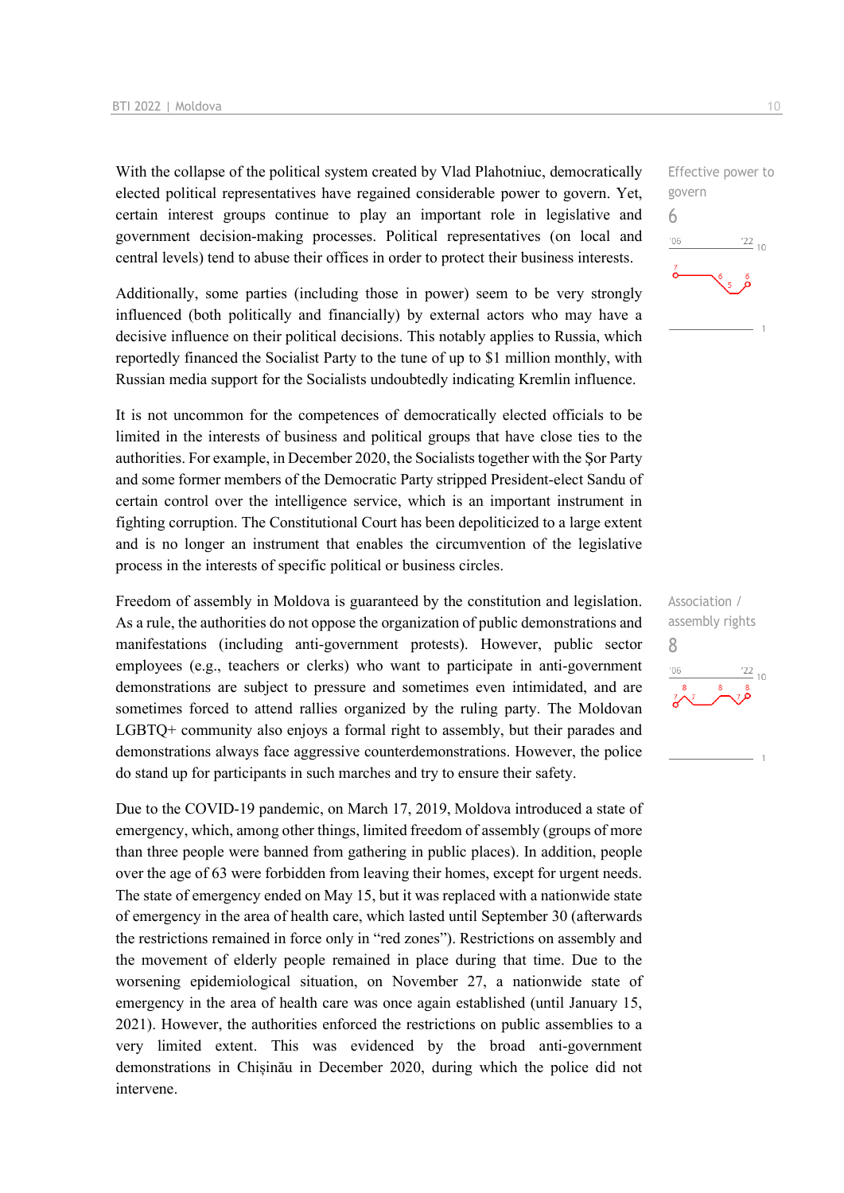With the collapse of the political system created by Vlad Plahotniuc, democratically elected political representatives have regained considerable power to govern. Yet, certain interest groups continue to play an important role in legislative and government decision-making processes. Political representatives (on local and central levels) tend to abuse their offices in order to protect their business interests.

Effective power to govern

6

Additionally, some parties (including those in power) seem to be very strongly influenced (both politically and financially) by external actors who may have a decisive influence on their political decisions. This notably applies to Russia, which reportedly financed the Socialist Party to the tune of up to $1 million monthly, with Russian media support for the Socialists undoubtedly indicating Kremlin influence.

It is not uncommon for the competences of democratically elected officials to be limited in the interests of business and political groups that have close ties to the authorities. For example, in December 2020, the Socialists together with the Şor Party and some former members of the Democratic Party stripped President-elect Sandu of certain control over the intelligence service, which is an important instrument in fighting corruption. The Constitutional Court has been depoliticized to a large extent and is no longer an instrument that enables the circumvention of the legislative process in the interests of specific political or business circles.

Freedom of assembly in Moldova is guaranteed by the constitution and legislation. As a rule, the authorities do not oppose the organization of public demonstrations and manifestations (including anti-government protests). However, public sector employees (e.g., teachers or clerks) who want to participate in anti-government demonstrations are subject to pressure and sometimes even intimidated, and are sometimes forced to attend rallies organized by the ruling party. The Moldovan LGBTQ+ community also enjoys a formal right to assembly, but their parades and demonstrations always face aggressive counterdemonstrations. However, the police do stand up for participants in such marches and try to ensure their safety.

Association / assembly rights

8

Due to the COVID-19 pandemic, on March 17, 2019, Moldova introduced a state of emergency, which, among other things, limited freedom of assembly (groups of more than three people were banned from gathering in public places). In addition, people over the age of 63 were forbidden from leaving their homes, except for urgent needs. The state of emergency ended on May 15, but it was replaced with a nationwide state of emergency in the area of health care, which lasted until September 30 (afterwards the restrictions remained in force only in "red zones"). Restrictions on assembly and the movement of elderly people remained in place during that time. Due to the worsening epidemiological situation, on November 27, a nationwide state of emergency in the area of health care was once again established (until January 15, 2021). However, the authorities enforced the restrictions on public assemblies to a very limited extent. This was evidenced by the broad anti-government demonstrations in Chișinău in December 2020, during which the police did not intervene.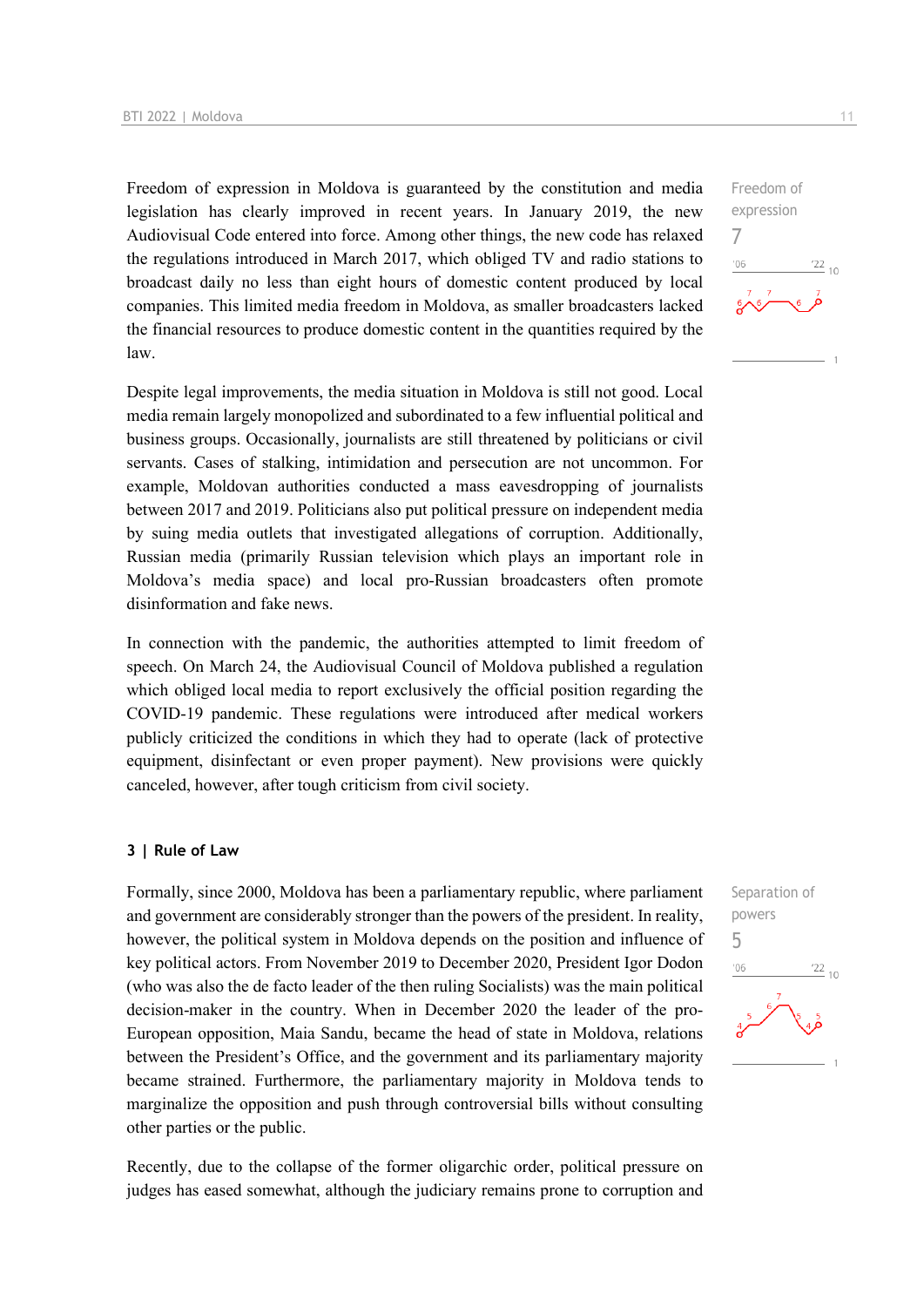Freedom of expression in Moldova is guaranteed by the constitution and media legislation has clearly improved in recent years. In January 2019, the new Audiovisual Code entered into force. Among other things, the new code has relaxed the regulations introduced in March 2017, which obliged TV and radio stations to broadcast daily no less than eight hours of domestic content produced by local companies. This limited media freedom in Moldova, as smaller broadcasters lacked the financial resources to produce domestic content in the quantities required by the law.

Freedom of expression
7

Despite legal improvements, the media situation in Moldova is still not good. Local media remain largely monopolized and subordinated to a few influential political and business groups. Occasionally, journalists are still threatened by politicians or civil servants. Cases of stalking, intimidation and persecution are not uncommon. For example, Moldovan authorities conducted a mass eavesdropping of journalists between 2017 and 2019. Politicians also put political pressure on independent media by suing media outlets that investigated allegations of corruption. Additionally, Russian media (primarily Russian television which plays an important role in Moldova's media space) and local pro-Russian broadcasters often promote disinformation and fake news.

In connection with the pandemic, the authorities attempted to limit freedom of speech. On March 24, the Audiovisual Council of Moldova published a regulation which obliged local media to report exclusively the official position regarding the COVID-19 pandemic. These regulations were introduced after medical workers publicly criticized the conditions in which they had to operate (lack of protective equipment, disinfectant or even proper payment). New provisions were quickly canceled, however, after tough criticism from civil society.

### 3 | Rule of Law

Formally, since 2000, Moldova has been a parliamentary republic, where parliament and government are considerably stronger than the powers of the president. In reality, however, the political system in Moldova depends on the position and influence of key political actors. From November 2019 to December 2020, President Igor Dodon (who was also the de facto leader of the then ruling Socialists) was the main political decision-maker in the country. When in December 2020 the leader of the pro-European opposition, Maia Sandu, became the head of state in Moldova, relations between the President's Office, and the government and its parliamentary majority became strained. Furthermore, the parliamentary majority in Moldova tends to marginalize the opposition and push through controversial bills without consulting other parties or the public.

Separation of powers
5

Recently, due to the collapse of the former oligarchic order, political pressure on judges has eased somewhat, although the judiciary remains prone to corruption and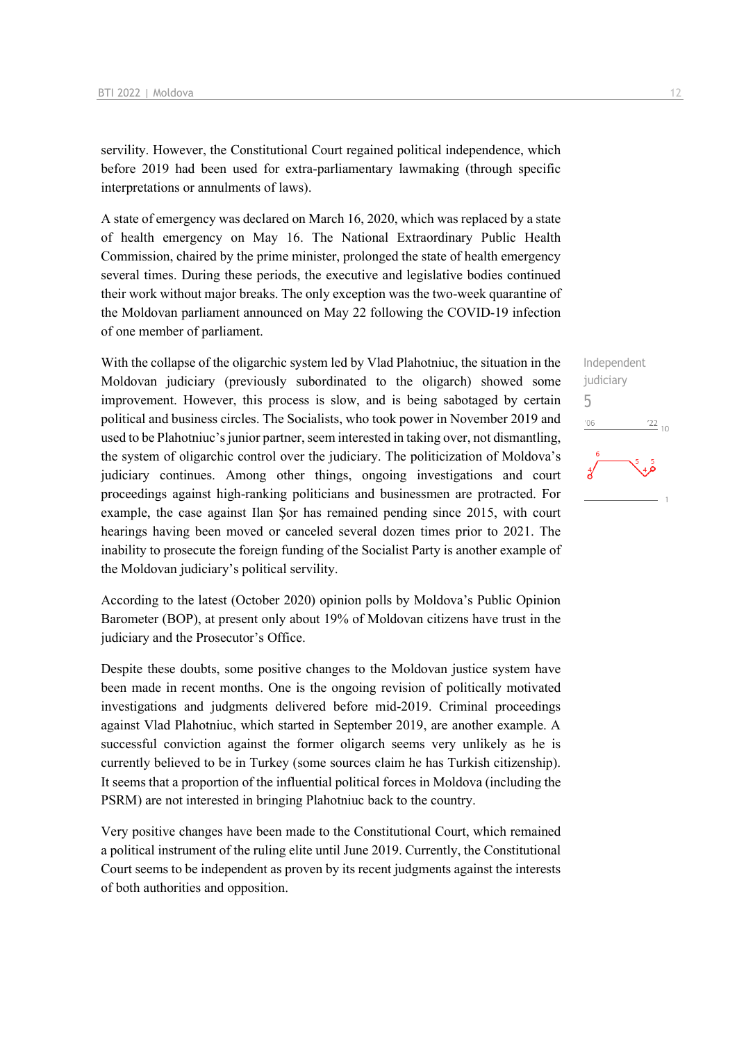servility. However, the Constitutional Court regained political independence, which before 2019 had been used for extra-parliamentary lawmaking (through specific interpretations or annulments of laws).

A state of emergency was declared on March 16, 2020, which was replaced by a state of health emergency on May 16. The National Extraordinary Public Health Commission, chaired by the prime minister, prolonged the state of health emergency several times. During these periods, the executive and legislative bodies continued their work without major breaks. The only exception was the two-week quarantine of the Moldovan parliament announced on May 22 following the COVID-19 infection of one member of parliament.

Independent judiciary
5

With the collapse of the oligarchic system led by Vlad Plahotniuc, the situation in the Moldovan judiciary (previously subordinated to the oligarch) showed some improvement. However, this process is slow, and is being sabotaged by certain political and business circles. The Socialists, who took power in November 2019 and used to be Plahotniuc's junior partner, seem interested in taking over, not dismantling, the system of oligarchic control over the judiciary. The politicization of Moldova's judiciary continues. Among other things, ongoing investigations and court proceedings against high-ranking politicians and businessmen are protracted. For example, the case against Ilan Şor has remained pending since 2015, with court hearings having been moved or canceled several dozen times prior to 2021. The inability to prosecute the foreign funding of the Socialist Party is another example of the Moldovan judiciary's political servility.

According to the latest (October 2020) opinion polls by Moldova's Public Opinion Barometer (BOP), at present only about 19% of Moldovan citizens have trust in the judiciary and the Prosecutor's Office.

Despite these doubts, some positive changes to the Moldovan justice system have been made in recent months. One is the ongoing revision of politically motivated investigations and judgments delivered before mid-2019. Criminal proceedings against Vlad Plahotniuc, which started in September 2019, are another example. A successful conviction against the former oligarch seems very unlikely as he is currently believed to be in Turkey (some sources claim he has Turkish citizenship). It seems that a proportion of the influential political forces in Moldova (including the PSRM) are not interested in bringing Plahotniuc back to the country.

Very positive changes have been made to the Constitutional Court, which remained a political instrument of the ruling elite until June 2019. Currently, the Constitutional Court seems to be independent as proven by its recent judgments against the interests of both authorities and opposition.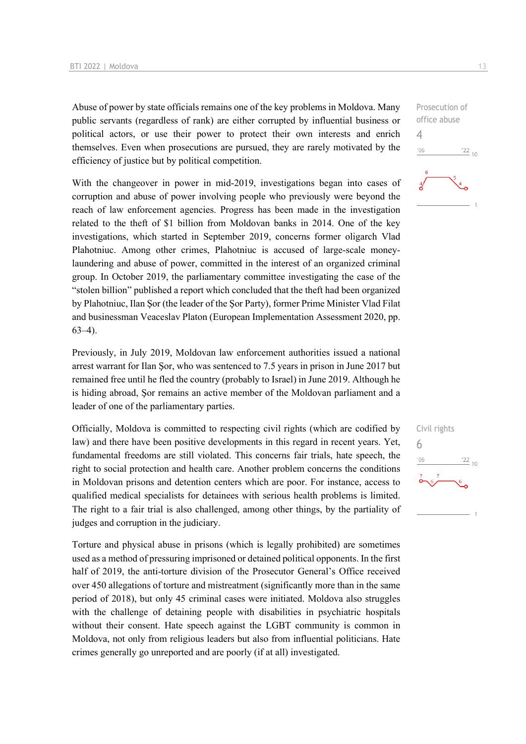Abuse of power by state officials remains one of the key problems in Moldova. Many public servants (regardless of rank) are either corrupted by influential business or political actors, or use their power to protect their own interests and enrich themselves. Even when prosecutions are pursued, they are rarely motivated by the efficiency of justice but by political competition.

Prosecution of office abuse
4

With the changeover in power in mid-2019, investigations began into cases of corruption and abuse of power involving people who previously were beyond the reach of law enforcement agencies. Progress has been made in the investigation related to the theft of $1 billion from Moldovan banks in 2014. One of the key investigations, which started in September 2019, concerns former oligarch Vlad Plahotniuc. Among other crimes, Plahotniuc is accused of large-scale money-laundering and abuse of power, committed in the interest of an organized criminal group. In October 2019, the parliamentary committee investigating the case of the "stolen billion" published a report which concluded that the theft had been organized by Plahotniuc, Ilan Şor (the leader of the Şor Party), former Prime Minister Vlad Filat and businessman Veaceslav Platon (European Implementation Assessment 2020, pp. 63–4).

Previously, in July 2019, Moldovan law enforcement authorities issued a national arrest warrant for Ilan Şor, who was sentenced to 7.5 years in prison in June 2017 but remained free until he fled the country (probably to Israel) in June 2019. Although he is hiding abroad, Şor remains an active member of the Moldovan parliament and a leader of one of the parliamentary parties.

Officially, Moldova is committed to respecting civil rights (which are codified by law) and there have been positive developments in this regard in recent years. Yet, fundamental freedoms are still violated. This concerns fair trials, hate speech, the right to social protection and health care. Another problem concerns the conditions in Moldovan prisons and detention centers which are poor. For instance, access to qualified medical specialists for detainees with serious health problems is limited. The right to a fair trial is also challenged, among other things, by the partiality of judges and corruption in the judiciary.

Civil rights
6

Torture and physical abuse in prisons (which is legally prohibited) are sometimes used as a method of pressuring imprisoned or detained political opponents. In the first half of 2019, the anti-torture division of the Prosecutor General's Office received over 450 allegations of torture and mistreatment (significantly more than in the same period of 2018), but only 45 criminal cases were initiated. Moldova also struggles with the challenge of detaining people with disabilities in psychiatric hospitals without their consent. Hate speech against the LGBT community is common in Moldova, not only from religious leaders but also from influential politicians. Hate crimes generally go unreported and are poorly (if at all) investigated.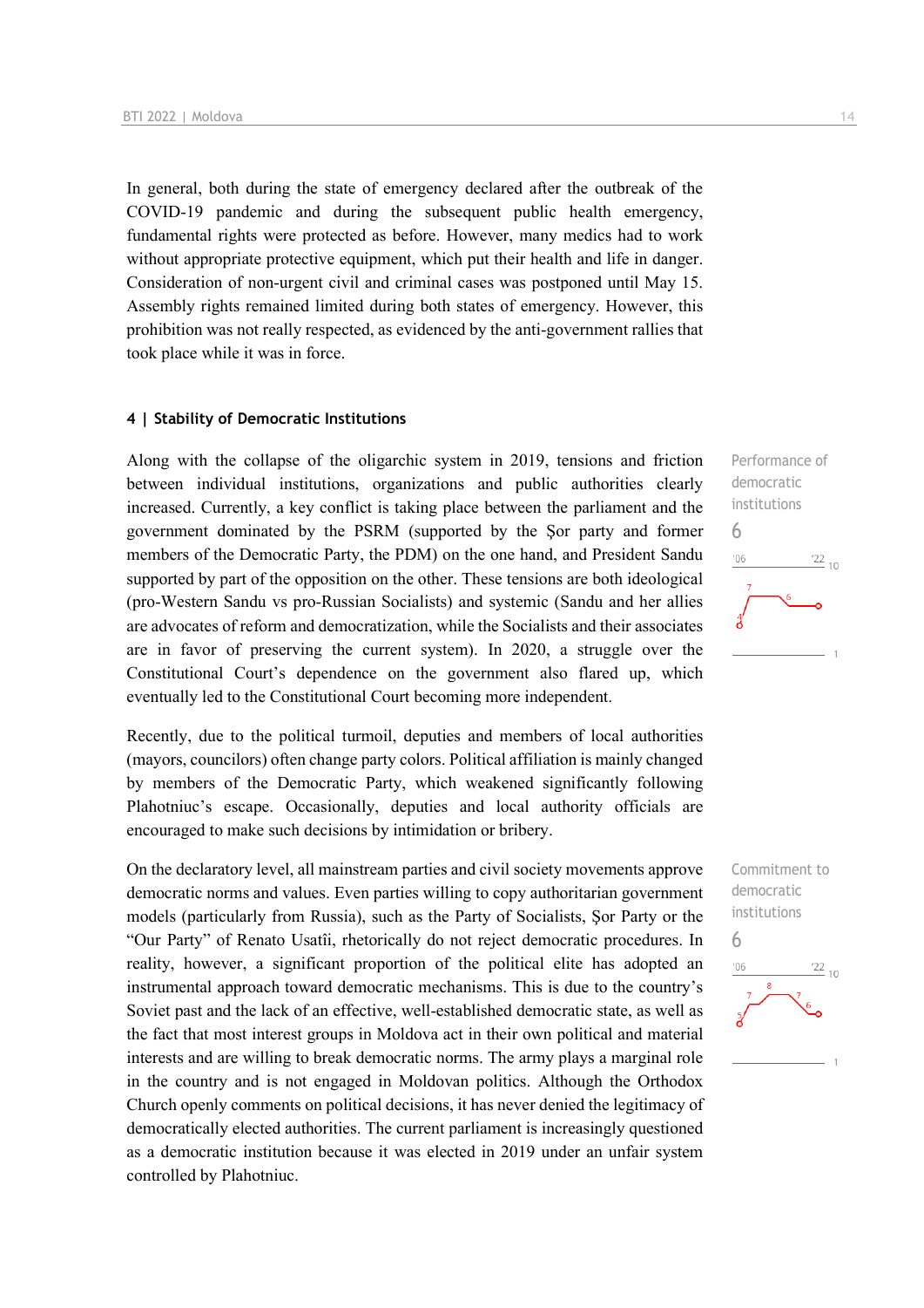In general, both during the state of emergency declared after the outbreak of the COVID-19 pandemic and during the subsequent public health emergency, fundamental rights were protected as before. However, many medics had to work without appropriate protective equipment, which put their health and life in danger. Consideration of non-urgent civil and criminal cases was postponed until May 15. Assembly rights remained limited during both states of emergency. However, this prohibition was not really respected, as evidenced by the anti-government rallies that took place while it was in force.

#### 4 | Stability of Democratic Institutions

Performance of democratic institutions
6

Along with the collapse of the oligarchic system in 2019, tensions and friction between individual institutions, organizations and public authorities clearly increased. Currently, a key conflict is taking place between the parliament and the government dominated by the PSRM (supported by the Şor party and former members of the Democratic Party, the PDM) on the one hand, and President Sandu supported by part of the opposition on the other. These tensions are both ideological (pro-Western Sandu vs pro-Russian Socialists) and systemic (Sandu and her allies are advocates of reform and democratization, while the Socialists and their associates are in favor of preserving the current system). In 2020, a struggle over the Constitutional Court's dependence on the government also flared up, which eventually led to the Constitutional Court becoming more independent.

Recently, due to the political turmoil, deputies and members of local authorities (mayors, councilors) often change party colors. Political affiliation is mainly changed by members of the Democratic Party, which weakened significantly following Plahotniuc's escape. Occasionally, deputies and local authority officials are encouraged to make such decisions by intimidation or bribery.

Commitment to democratic institutions
6

On the declaratory level, all mainstream parties and civil society movements approve democratic norms and values. Even parties willing to copy authoritarian government models (particularly from Russia), such as the Party of Socialists, Şor Party or the "Our Party" of Renato Usatîi, rhetorically do not reject democratic procedures. In reality, however, a significant proportion of the political elite has adopted an instrumental approach toward democratic mechanisms. This is due to the country's Soviet past and the lack of an effective, well-established democratic state, as well as the fact that most interest groups in Moldova act in their own political and material interests and are willing to break democratic norms. The army plays a marginal role in the country and is not engaged in Moldovan politics. Although the Orthodox Church openly comments on political decisions, it has never denied the legitimacy of democratically elected authorities. The current parliament is increasingly questioned as a democratic institution because it was elected in 2019 under an unfair system controlled by Plahotniuc.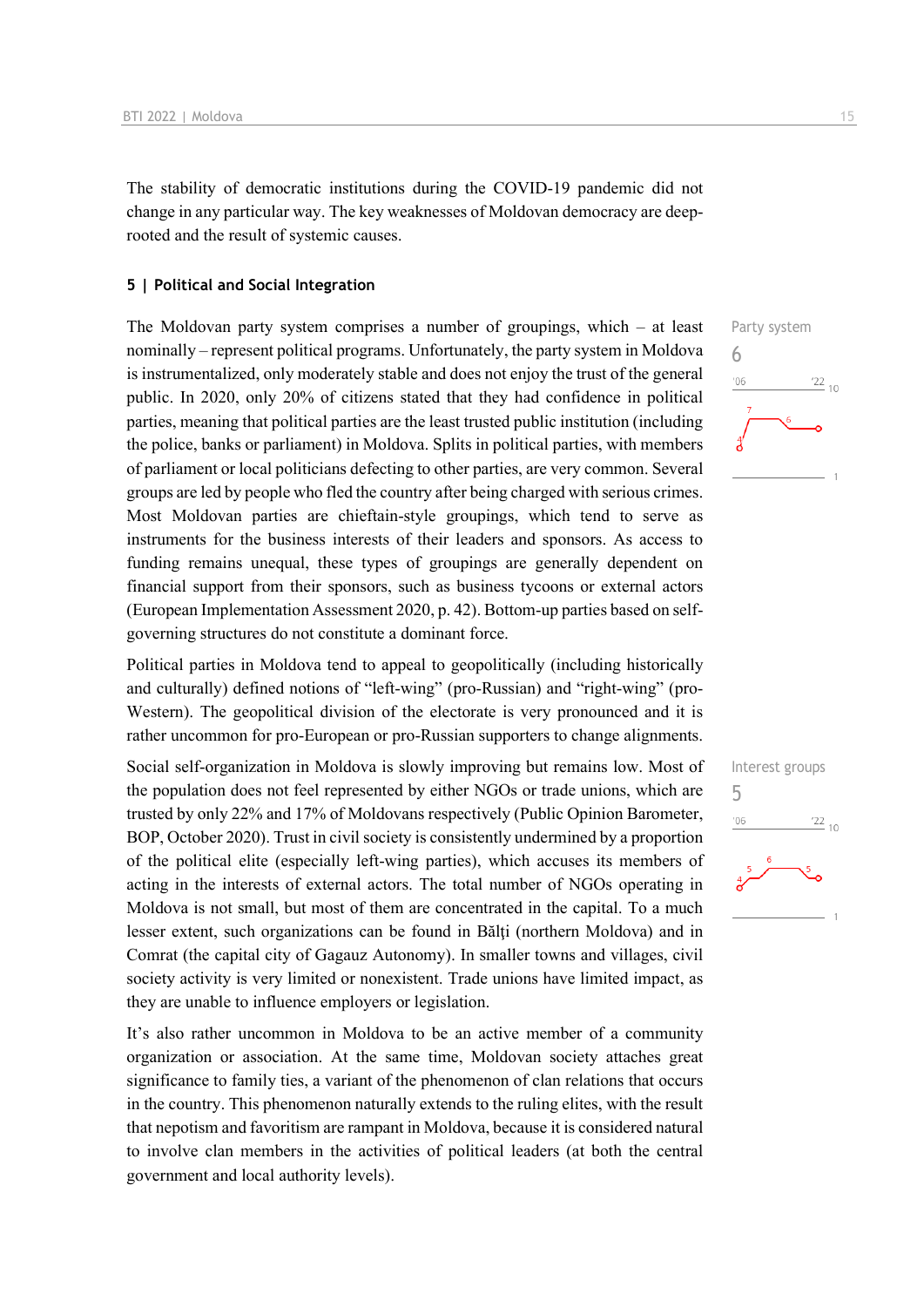The stability of democratic institutions during the COVID-19 pandemic did not change in any particular way. The key weaknesses of Moldovan democracy are deep-rooted and the result of systemic causes.

## 5 | Political and Social Integration

Party system
6

The Moldovan party system comprises a number of groupings, which – at least nominally – represent political programs. Unfortunately, the party system in Moldova is instrumentalized, only moderately stable and does not enjoy the trust of the general public. In 2020, only 20% of citizens stated that they had confidence in political parties, meaning that political parties are the least trusted public institution (including the police, banks or parliament) in Moldova. Splits in political parties, with members of parliament or local politicians defecting to other parties, are very common. Several groups are led by people who fled the country after being charged with serious crimes. Most Moldovan parties are chieftain-style groupings, which tend to serve as instruments for the business interests of their leaders and sponsors. As access to funding remains unequal, these types of groupings are generally dependent on financial support from their sponsors, such as business tycoons or external actors (European Implementation Assessment 2020, p. 42). Bottom-up parties based on self-governing structures do not constitute a dominant force.

Political parties in Moldova tend to appeal to geopolitically (including historically and culturally) defined notions of "left-wing" (pro-Russian) and "right-wing" (pro-Western). The geopolitical division of the electorate is very pronounced and it is rather uncommon for pro-European or pro-Russian supporters to change alignments.

Interest groups
5

Social self-organization in Moldova is slowly improving but remains low. Most of the population does not feel represented by either NGOs or trade unions, which are trusted by only 22% and 17% of Moldovans respectively (Public Opinion Barometer, BOP, October 2020). Trust in civil society is consistently undermined by a proportion of the political elite (especially left-wing parties), which accuses its members of acting in the interests of external actors. The total number of NGOs operating in Moldova is not small, but most of them are concentrated in the capital. To a much lesser extent, such organizations can be found in Bălți (northern Moldova) and in Comrat (the capital city of Gagauz Autonomy). In smaller towns and villages, civil society activity is very limited or nonexistent. Trade unions have limited impact, as they are unable to influence employers or legislation.

It's also rather uncommon in Moldova to be an active member of a community organization or association. At the same time, Moldovan society attaches great significance to family ties, a variant of the phenomenon of clan relations that occurs in the country. This phenomenon naturally extends to the ruling elites, with the result that nepotism and favoritism are rampant in Moldova, because it is considered natural to involve clan members in the activities of political leaders (at both the central government and local authority levels).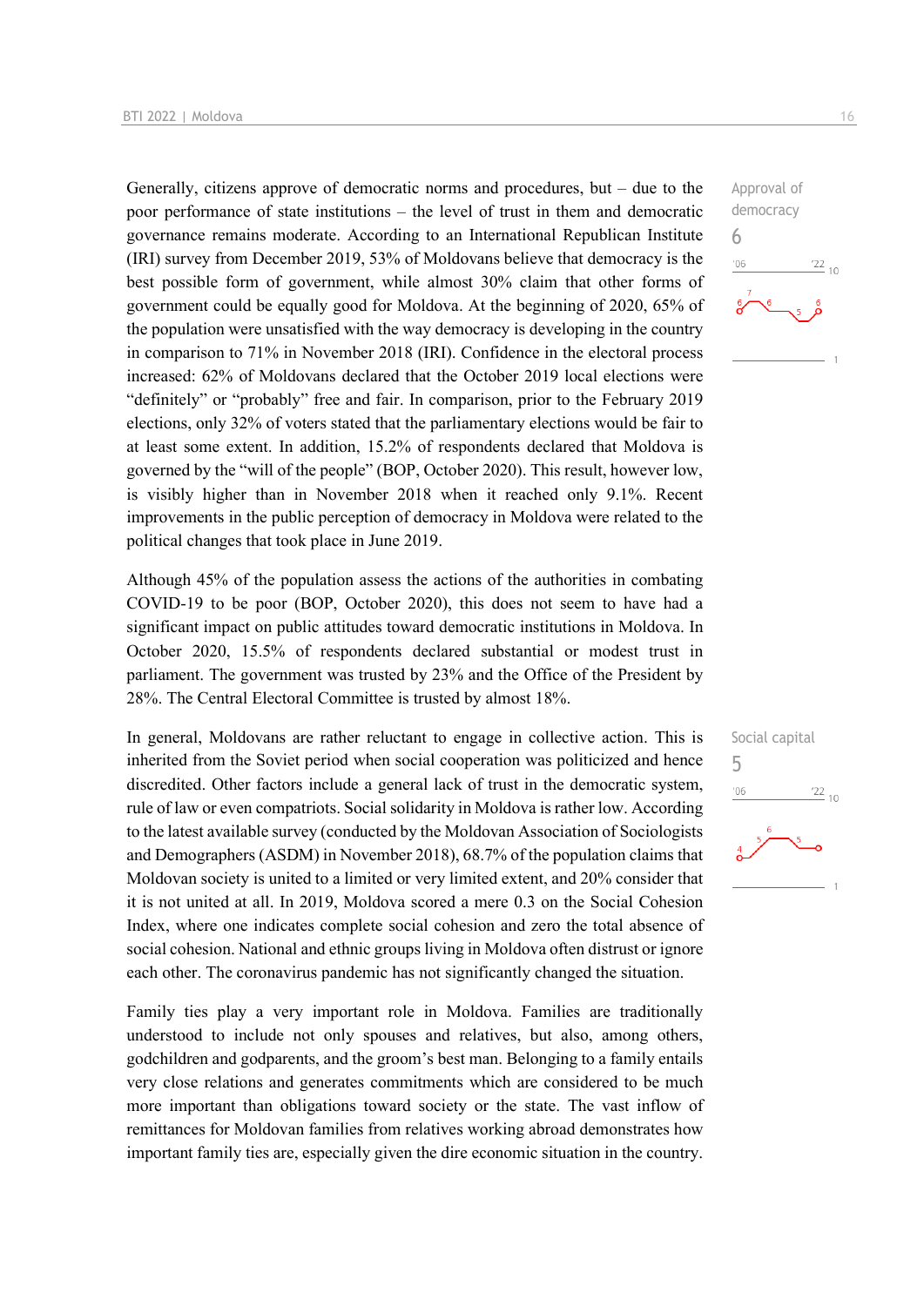Generally, citizens approve of democratic norms and procedures, but – due to the poor performance of state institutions – the level of trust in them and democratic governance remains moderate. According to an International Republican Institute (IRI) survey from December 2019, 53% of Moldovans believe that democracy is the best possible form of government, while almost 30% claim that other forms of government could be equally good for Moldova. At the beginning of 2020, 65% of the population were unsatisfied with the way democracy is developing in the country in comparison to 71% in November 2018 (IRI). Confidence in the electoral process increased: 62% of Moldovans declared that the October 2019 local elections were "definitely" or "probably" free and fair. In comparison, prior to the February 2019 elections, only 32% of voters stated that the parliamentary elections would be fair to at least some extent. In addition, 15.2% of respondents declared that Moldova is governed by the "will of the people" (BOP, October 2020). This result, however low, is visibly higher than in November 2018 when it reached only 9.1%. Recent improvements in the public perception of democracy in Moldova were related to the political changes that took place in June 2019.

Approval of democracy
6

Although 45% of the population assess the actions of the authorities in combating COVID-19 to be poor (BOP, October 2020), this does not seem to have had a significant impact on public attitudes toward democratic institutions in Moldova. In October 2020, 15.5% of respondents declared substantial or modest trust in parliament. The government was trusted by 23% and the Office of the President by 28%. The Central Electoral Committee is trusted by almost 18%.

In general, Moldovans are rather reluctant to engage in collective action. This is inherited from the Soviet period when social cooperation was politicized and hence discredited. Other factors include a general lack of trust in the democratic system, rule of law or even compatriots. Social solidarity in Moldova is rather low. According to the latest available survey (conducted by the Moldovan Association of Sociologists and Demographers (ASDM) in November 2018), 68.7% of the population claims that Moldovan society is united to a limited or very limited extent, and 20% consider that it is not united at all. In 2019, Moldova scored a mere 0.3 on the Social Cohesion Index, where one indicates complete social cohesion and zero the total absence of social cohesion. National and ethnic groups living in Moldova often distrust or ignore each other. The coronavirus pandemic has not significantly changed the situation.

Social capital
5

Family ties play a very important role in Moldova. Families are traditionally understood to include not only spouses and relatives, but also, among others, godchildren and godparents, and the groom's best man. Belonging to a family entails very close relations and generates commitments which are considered to be much more important than obligations toward society or the state. The vast inflow of remittances for Moldovan families from relatives working abroad demonstrates how important family ties are, especially given the dire economic situation in the country.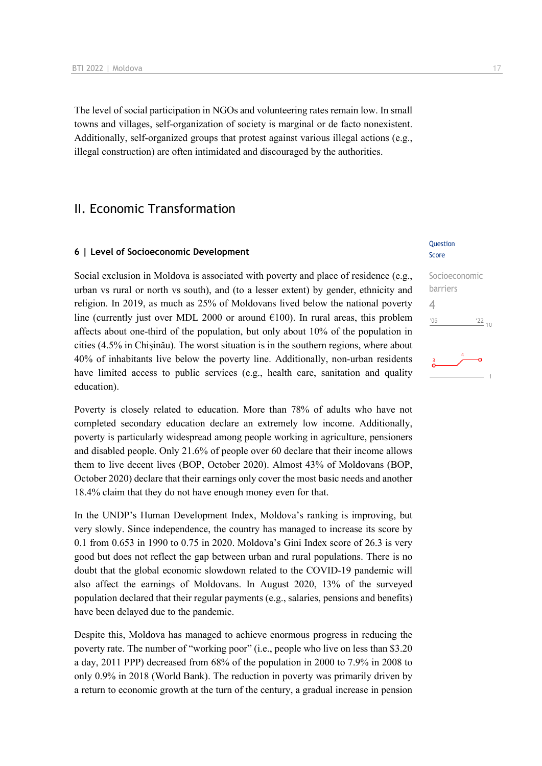The level of social participation in NGOs and volunteering rates remain low. In small towns and villages, self-organization of society is marginal or de facto nonexistent. Additionally, self-organized groups that protest against various illegal actions (e.g., illegal construction) are often intimidated and discouraged by the authorities.

## II. Economic Transformation

### 6 | Level of Socioeconomic Development

Question Score

Socioeconomic barriers

4

Social exclusion in Moldova is associated with poverty and place of residence (e.g., urban vs rural or north vs south), and (to a lesser extent) by gender, ethnicity and religion. In 2019, as much as 25% of Moldovans lived below the national poverty line (currently just over MDL 2000 or around €100). In rural areas, this problem affects about one-third of the population, but only about 10% of the population in cities (4.5% in Chișinău). The worst situation is in the southern regions, where about 40% of inhabitants live below the poverty line. Additionally, non-urban residents have limited access to public services (e.g., health care, sanitation and quality education).

Poverty is closely related to education. More than 78% of adults who have not completed secondary education declare an extremely low income. Additionally, poverty is particularly widespread among people working in agriculture, pensioners and disabled people. Only 21.6% of people over 60 declare that their income allows them to live decent lives (BOP, October 2020). Almost 43% of Moldovans (BOP, October 2020) declare that their earnings only cover the most basic needs and another 18.4% claim that they do not have enough money even for that.

In the UNDP's Human Development Index, Moldova's ranking is improving, but very slowly. Since independence, the country has managed to increase its score by 0.1 from 0.653 in 1990 to 0.75 in 2020. Moldova's Gini Index score of 26.3 is very good but does not reflect the gap between urban and rural populations. There is no doubt that the global economic slowdown related to the COVID-19 pandemic will also affect the earnings of Moldovans. In August 2020, 13% of the surveyed population declared that their regular payments (e.g., salaries, pensions and benefits) have been delayed due to the pandemic.

Despite this, Moldova has managed to achieve enormous progress in reducing the poverty rate. The number of "working poor" (i.e., people who live on less than $3.20 a day, 2011 PPP) decreased from 68% of the population in 2000 to 7.9% in 2008 to only 0.9% in 2018 (World Bank). The reduction in poverty was primarily driven by a return to economic growth at the turn of the century, a gradual increase in pension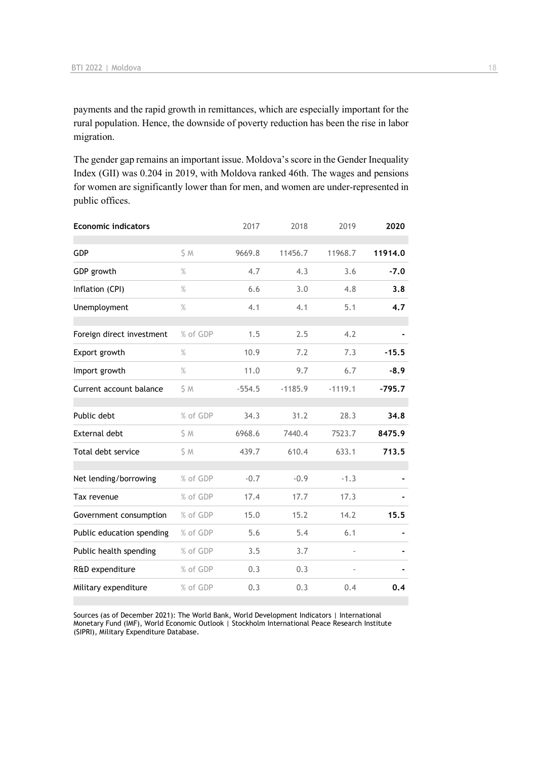payments and the rapid growth in remittances, which are especially important for the rural population. Hence, the downside of poverty reduction has been the rise in labor migration.

The gender gap remains an important issue. Moldova's score in the Gender Inequality Index (GII) was 0.204 in 2019, with Moldova ranked 46th. The wages and pensions for women are significantly lower than for men, and women are under-represented in public offices.

| Economic indicators | | 2017 | 2018 | 2019 | 2020 |
|---|---|---|---|---|---|
| GDP | $ M | 9669.8 | 11456.7 | 11968.7 | **11914.0** |
| GDP growth | % | 4.7 | 4.3 | 3.6 | **-7.0** |
| Inflation (CPI) | % | 6.6 | 3.0 | 4.8 | **3.8** |
| Unemployment | % | 4.1 | 4.1 | 5.1 | **4.7** |
| Foreign direct investment | % of GDP | 1.5 | 2.5 | 4.2 | **-** |
| Export growth | % | 10.9 | 7.2 | 7.3 | **-15.5** |
| Import growth | % | 11.0 | 9.7 | 6.7 | **-8.9** |
| Current account balance | $ M | -554.5 | -1185.9 | -1119.1 | **-795.7** |
| Public debt | % of GDP | 34.3 | 31.2 | 28.3 | **34.8** |
| External debt | $ M | 6968.6 | 7440.4 | 7523.7 | **8475.9** |
| Total debt service | $ M | 439.7 | 610.4 | 633.1 | **713.5** |
| Net lending/borrowing | % of GDP | -0.7 | -0.9 | -1.3 | **-** |
| Tax revenue | % of GDP | 17.4 | 17.7 | 17.3 | **-** |
| Government consumption | % of GDP | 15.0 | 15.2 | 14.2 | **15.5** |
| Public education spending | % of GDP | 5.6 | 5.4 | 6.1 | **-** |
| Public health spending | % of GDP | 3.5 | 3.7 | - | **-** |
| R&D expenditure | % of GDP | 0.3 | 0.3 | - | **-** |
| Military expenditure | % of GDP | 0.3 | 0.3 | 0.4 | **0.4** |

Sources (as of December 2021): The World Bank, World Development Indicators | International Monetary Fund (IMF), World Economic Outlook | Stockholm International Peace Research Institute (SIPRI), Military Expenditure Database.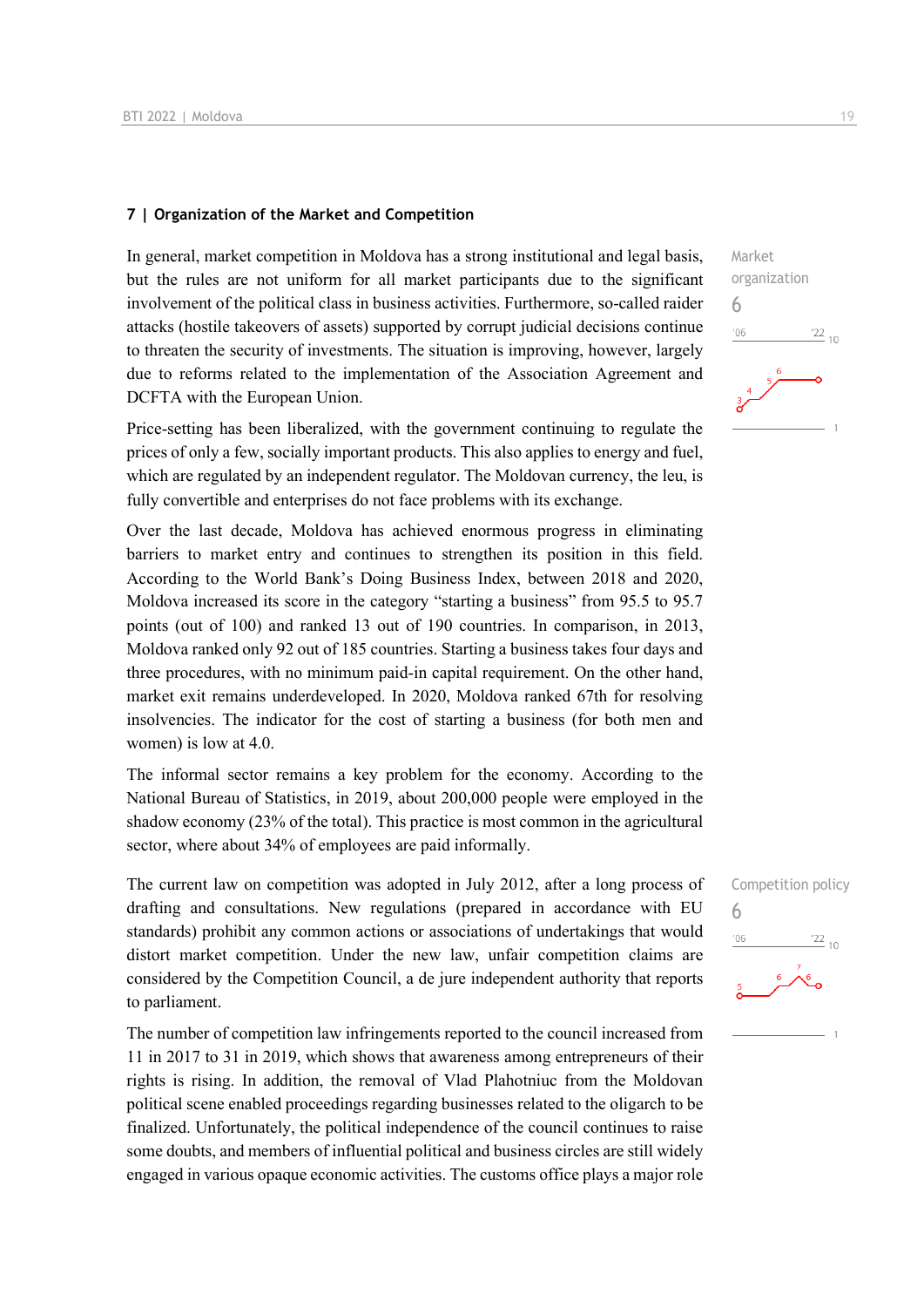### 7 | Organization of the Market and Competition

Market organization
6

In general, market competition in Moldova has a strong institutional and legal basis, but the rules are not uniform for all market participants due to the significant involvement of the political class in business activities. Furthermore, so-called raider attacks (hostile takeovers of assets) supported by corrupt judicial decisions continue to threaten the security of investments. The situation is improving, however, largely due to reforms related to the implementation of the Association Agreement and DCFTA with the European Union.

Price-setting has been liberalized, with the government continuing to regulate the prices of only a few, socially important products. This also applies to energy and fuel, which are regulated by an independent regulator. The Moldovan currency, the leu, is fully convertible and enterprises do not face problems with its exchange.

Over the last decade, Moldova has achieved enormous progress in eliminating barriers to market entry and continues to strengthen its position in this field. According to the World Bank's Doing Business Index, between 2018 and 2020, Moldova increased its score in the category "starting a business" from 95.5 to 95.7 points (out of 100) and ranked 13 out of 190 countries. In comparison, in 2013, Moldova ranked only 92 out of 185 countries. Starting a business takes four days and three procedures, with no minimum paid-in capital requirement. On the other hand, market exit remains underdeveloped. In 2020, Moldova ranked 67th for resolving insolvencies. The indicator for the cost of starting a business (for both men and women) is low at 4.0.

The informal sector remains a key problem for the economy. According to the National Bureau of Statistics, in 2019, about 200,000 people were employed in the shadow economy (23% of the total). This practice is most common in the agricultural sector, where about 34% of employees are paid informally.

Competition policy
6

The current law on competition was adopted in July 2012, after a long process of drafting and consultations. New regulations (prepared in accordance with EU standards) prohibit any common actions or associations of undertakings that would distort market competition. Under the new law, unfair competition claims are considered by the Competition Council, a de jure independent authority that reports to parliament.

The number of competition law infringements reported to the council increased from 11 in 2017 to 31 in 2019, which shows that awareness among entrepreneurs of their rights is rising. In addition, the removal of Vlad Plahotniuc from the Moldovan political scene enabled proceedings regarding businesses related to the oligarch to be finalized. Unfortunately, the political independence of the council continues to raise some doubts, and members of influential political and business circles are still widely engaged in various opaque economic activities. The customs office plays a major role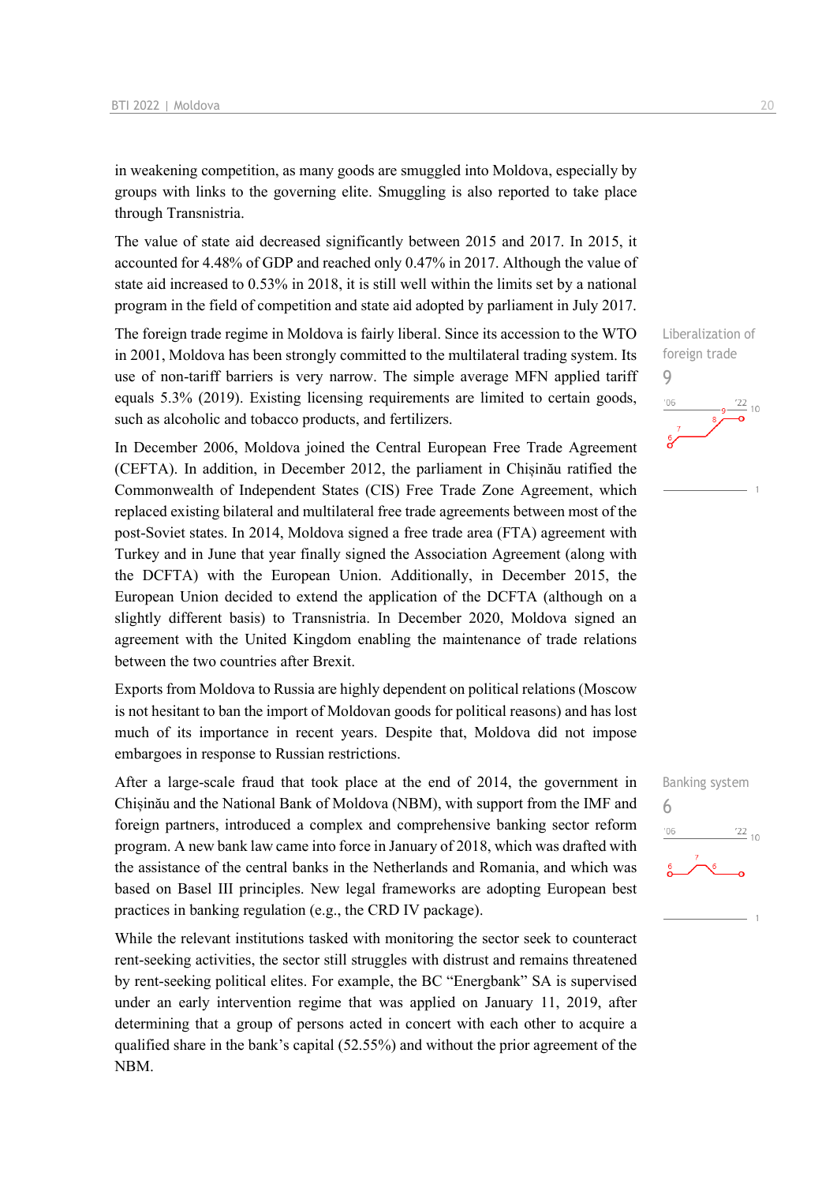in weakening competition, as many goods are smuggled into Moldova, especially by groups with links to the governing elite. Smuggling is also reported to take place through Transnistria.

The value of state aid decreased significantly between 2015 and 2017. In 2015, it accounted for 4.48% of GDP and reached only 0.47% in 2017. Although the value of state aid increased to 0.53% in 2018, it is still well within the limits set by a national program in the field of competition and state aid adopted by parliament in July 2017.

Liberalization of foreign trade
9

The foreign trade regime in Moldova is fairly liberal. Since its accession to the WTO in 2001, Moldova has been strongly committed to the multilateral trading system. Its use of non-tariff barriers is very narrow. The simple average MFN applied tariff equals 5.3% (2019). Existing licensing requirements are limited to certain goods, such as alcoholic and tobacco products, and fertilizers.

In December 2006, Moldova joined the Central European Free Trade Agreement (CEFTA). In addition, in December 2012, the parliament in Chișinău ratified the Commonwealth of Independent States (CIS) Free Trade Zone Agreement, which replaced existing bilateral and multilateral free trade agreements between most of the post-Soviet states. In 2014, Moldova signed a free trade area (FTA) agreement with Turkey and in June that year finally signed the Association Agreement (along with the DCFTA) with the European Union. Additionally, in December 2015, the European Union decided to extend the application of the DCFTA (although on a slightly different basis) to Transnistria. In December 2020, Moldova signed an agreement with the United Kingdom enabling the maintenance of trade relations between the two countries after Brexit.

Exports from Moldova to Russia are highly dependent on political relations (Moscow is not hesitant to ban the import of Moldovan goods for political reasons) and has lost much of its importance in recent years. Despite that, Moldova did not impose embargoes in response to Russian restrictions.

Banking system
6

After a large-scale fraud that took place at the end of 2014, the government in Chișinău and the National Bank of Moldova (NBM), with support from the IMF and foreign partners, introduced a complex and comprehensive banking sector reform program. A new bank law came into force in January of 2018, which was drafted with the assistance of the central banks in the Netherlands and Romania, and which was based on Basel III principles. New legal frameworks are adopting European best practices in banking regulation (e.g., the CRD IV package).

While the relevant institutions tasked with monitoring the sector seek to counteract rent-seeking activities, the sector still struggles with distrust and remains threatened by rent-seeking political elites. For example, the BC "Energbank" SA is supervised under an early intervention regime that was applied on January 11, 2019, after determining that a group of persons acted in concert with each other to acquire a qualified share in the bank's capital (52.55%) and without the prior agreement of the NBM.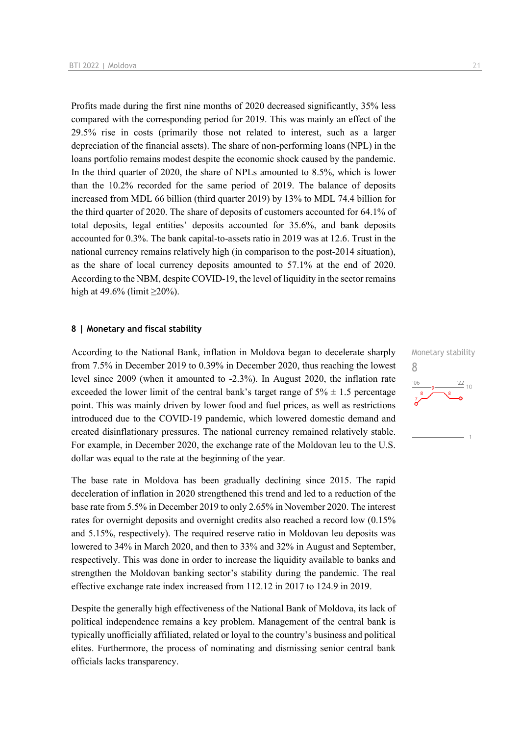Profits made during the first nine months of 2020 decreased significantly, 35% less compared with the corresponding period for 2019. This was mainly an effect of the 29.5% rise in costs (primarily those not related to interest, such as a larger depreciation of the financial assets). The share of non-performing loans (NPL) in the loans portfolio remains modest despite the economic shock caused by the pandemic. In the third quarter of 2020, the share of NPLs amounted to 8.5%, which is lower than the 10.2% recorded for the same period of 2019. The balance of deposits increased from MDL 66 billion (third quarter 2019) by 13% to MDL 74.4 billion for the third quarter of 2020. The share of deposits of customers accounted for 64.1% of total deposits, legal entities' deposits accounted for 35.6%, and bank deposits accounted for 0.3%. The bank capital-to-assets ratio in 2019 was at 12.6. Trust in the national currency remains relatively high (in comparison to the post-2014 situation), as the share of local currency deposits amounted to 57.1% at the end of 2020. According to the NBM, despite COVID-19, the level of liquidity in the sector remains high at 49.6% (limit ≥20%).

## 8 | Monetary and fiscal stability

Monetary stability
8

According to the National Bank, inflation in Moldova began to decelerate sharply from 7.5% in December 2019 to 0.39% in December 2020, thus reaching the lowest level since 2009 (when it amounted to -2.3%). In August 2020, the inflation rate exceeded the lower limit of the central bank's target range of 5% ± 1.5 percentage point. This was mainly driven by lower food and fuel prices, as well as restrictions introduced due to the COVID-19 pandemic, which lowered domestic demand and created disinflationary pressures. The national currency remained relatively stable. For example, in December 2020, the exchange rate of the Moldovan leu to the U.S. dollar was equal to the rate at the beginning of the year.

The base rate in Moldova has been gradually declining since 2015. The rapid deceleration of inflation in 2020 strengthened this trend and led to a reduction of the base rate from 5.5% in December 2019 to only 2.65% in November 2020. The interest rates for overnight deposits and overnight credits also reached a record low (0.15% and 5.15%, respectively). The required reserve ratio in Moldovan leu deposits was lowered to 34% in March 2020, and then to 33% and 32% in August and September, respectively. This was done in order to increase the liquidity available to banks and strengthen the Moldovan banking sector's stability during the pandemic. The real effective exchange rate index increased from 112.12 in 2017 to 124.9 in 2019.

Despite the generally high effectiveness of the National Bank of Moldova, its lack of political independence remains a key problem. Management of the central bank is typically unofficially affiliated, related or loyal to the country's business and political elites. Furthermore, the process of nominating and dismissing senior central bank officials lacks transparency.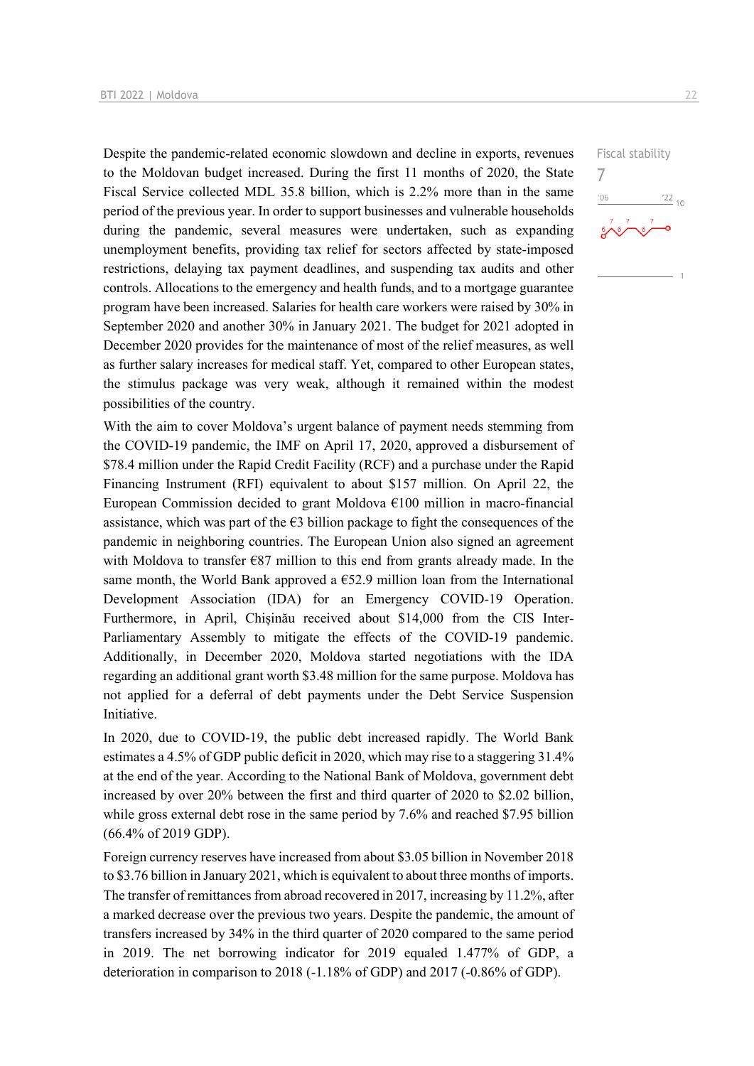Fiscal stability

7

Despite the pandemic-related economic slowdown and decline in exports, revenues to the Moldovan budget increased. During the first 11 months of 2020, the State Fiscal Service collected MDL 35.8 billion, which is 2.2% more than in the same period of the previous year. In order to support businesses and vulnerable households during the pandemic, several measures were undertaken, such as expanding unemployment benefits, providing tax relief for sectors affected by state-imposed restrictions, delaying tax payment deadlines, and suspending tax audits and other controls. Allocations to the emergency and health funds, and to a mortgage guarantee program have been increased. Salaries for health care workers were raised by 30% in September 2020 and another 30% in January 2021. The budget for 2021 adopted in December 2020 provides for the maintenance of most of the relief measures, as well as further salary increases for medical staff. Yet, compared to other European states, the stimulus package was very weak, although it remained within the modest possibilities of the country.

With the aim to cover Moldova's urgent balance of payment needs stemming from the COVID-19 pandemic, the IMF on April 17, 2020, approved a disbursement of $78.4 million under the Rapid Credit Facility (RCF) and a purchase under the Rapid Financing Instrument (RFI) equivalent to about $157 million. On April 22, the European Commission decided to grant Moldova €100 million in macro-financial assistance, which was part of the €3 billion package to fight the consequences of the pandemic in neighboring countries. The European Union also signed an agreement with Moldova to transfer €87 million to this end from grants already made. In the same month, the World Bank approved a €52.9 million loan from the International Development Association (IDA) for an Emergency COVID-19 Operation. Furthermore, in April, Chișinău received about $14,000 from the CIS Inter-Parliamentary Assembly to mitigate the effects of the COVID-19 pandemic. Additionally, in December 2020, Moldova started negotiations with the IDA regarding an additional grant worth $3.48 million for the same purpose. Moldova has not applied for a deferral of debt payments under the Debt Service Suspension Initiative.

In 2020, due to COVID-19, the public debt increased rapidly. The World Bank estimates a 4.5% of GDP public deficit in 2020, which may rise to a staggering 31.4% at the end of the year. According to the National Bank of Moldova, government debt increased by over 20% between the first and third quarter of 2020 to $2.02 billion, while gross external debt rose in the same period by 7.6% and reached $7.95 billion (66.4% of 2019 GDP).

Foreign currency reserves have increased from about $3.05 billion in November 2018 to $3.76 billion in January 2021, which is equivalent to about three months of imports. The transfer of remittances from abroad recovered in 2017, increasing by 11.2%, after a marked decrease over the previous two years. Despite the pandemic, the amount of transfers increased by 34% in the third quarter of 2020 compared to the same period in 2019. The net borrowing indicator for 2019 equaled 1.477% of GDP, a deterioration in comparison to 2018 (-1.18% of GDP) and 2017 (-0.86% of GDP).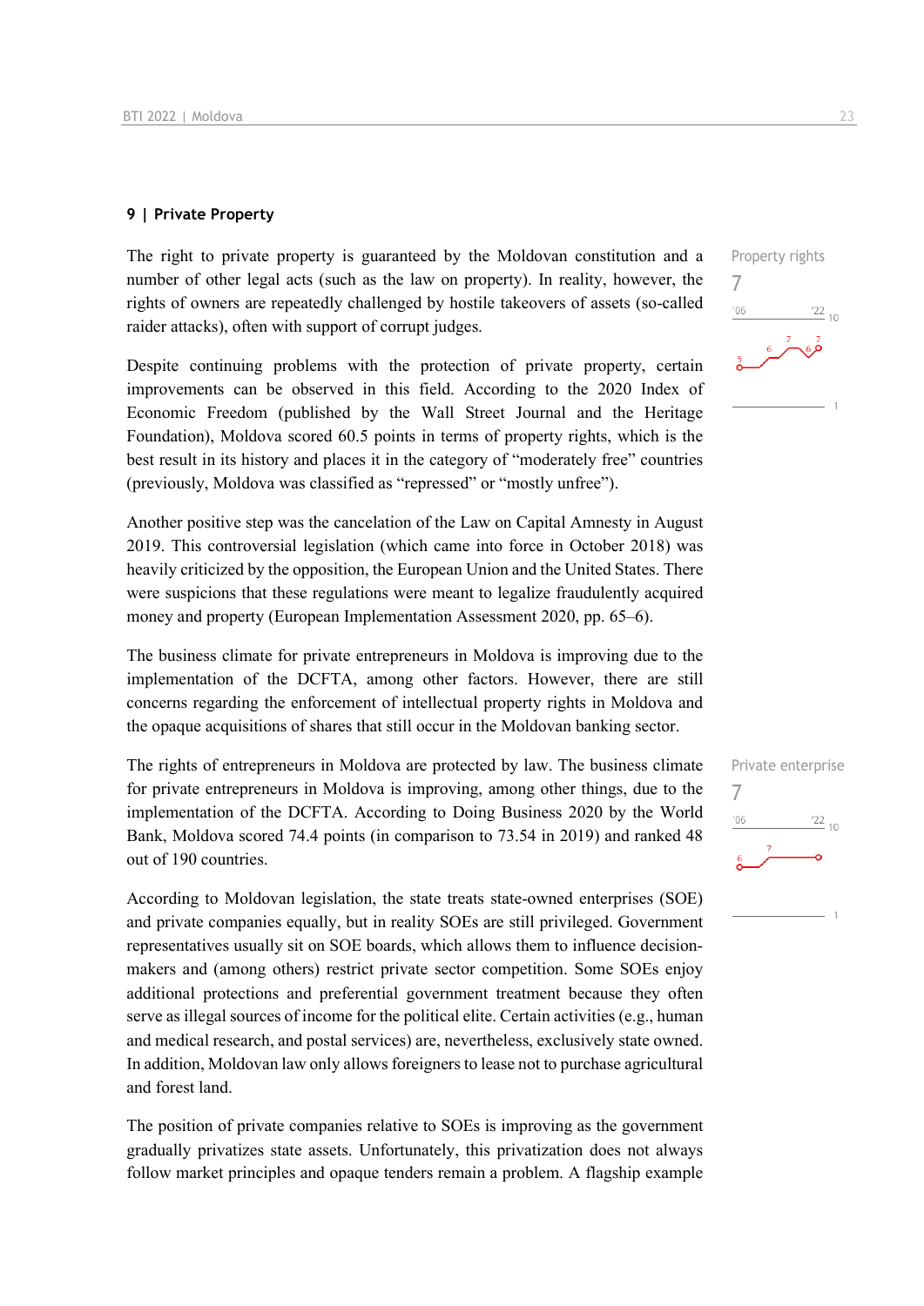## 9 | Private Property

Property rights

7

The right to private property is guaranteed by the Moldovan constitution and a number of other legal acts (such as the law on property). In reality, however, the rights of owners are repeatedly challenged by hostile takeovers of assets (so-called raider attacks), often with support of corrupt judges.

Despite continuing problems with the protection of private property, certain improvements can be observed in this field. According to the 2020 Index of Economic Freedom (published by the Wall Street Journal and the Heritage Foundation), Moldova scored 60.5 points in terms of property rights, which is the best result in its history and places it in the category of "moderately free" countries (previously, Moldova was classified as "repressed" or "mostly unfree").

Another positive step was the cancelation of the Law on Capital Amnesty in August 2019. This controversial legislation (which came into force in October 2018) was heavily criticized by the opposition, the European Union and the United States. There were suspicions that these regulations were meant to legalize fraudulently acquired money and property (European Implementation Assessment 2020, pp. 65–6).

The business climate for private entrepreneurs in Moldova is improving due to the implementation of the DCFTA, among other factors. However, there are still concerns regarding the enforcement of intellectual property rights in Moldova and the opaque acquisitions of shares that still occur in the Moldovan banking sector.

Private enterprise

7

The rights of entrepreneurs in Moldova are protected by law. The business climate for private entrepreneurs in Moldova is improving, among other things, due to the implementation of the DCFTA. According to Doing Business 2020 by the World Bank, Moldova scored 74.4 points (in comparison to 73.54 in 2019) and ranked 48 out of 190 countries.

According to Moldovan legislation, the state treats state-owned enterprises (SOE) and private companies equally, but in reality SOEs are still privileged. Government representatives usually sit on SOE boards, which allows them to influence decision-makers and (among others) restrict private sector competition. Some SOEs enjoy additional protections and preferential government treatment because they often serve as illegal sources of income for the political elite. Certain activities (e.g., human and medical research, and postal services) are, nevertheless, exclusively state owned. In addition, Moldovan law only allows foreigners to lease not to purchase agricultural and forest land.

The position of private companies relative to SOEs is improving as the government gradually privatizes state assets. Unfortunately, this privatization does not always follow market principles and opaque tenders remain a problem. A flagship example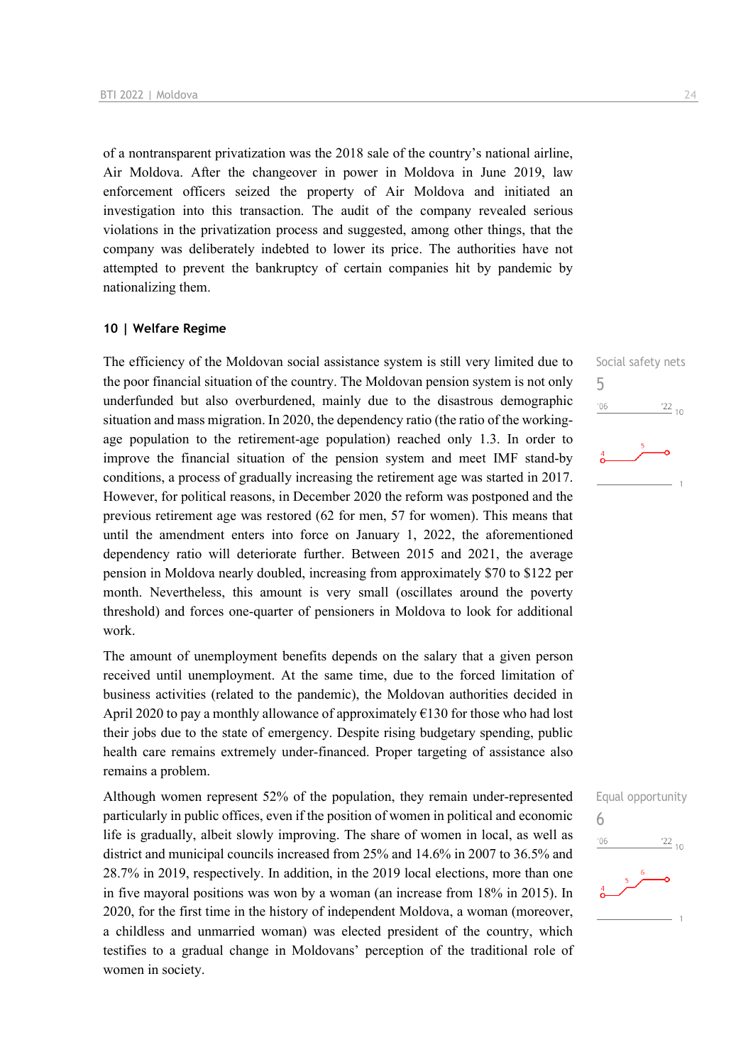of a nontransparent privatization was the 2018 sale of the country's national airline, Air Moldova. After the changeover in power in Moldova in June 2019, law enforcement officers seized the property of Air Moldova and initiated an investigation into this transaction. The audit of the company revealed serious violations in the privatization process and suggested, among other things, that the company was deliberately indebted to lower its price. The authorities have not attempted to prevent the bankruptcy of certain companies hit by pandemic by nationalizing them.

## 10 | Welfare Regime

Social safety nets
5

The efficiency of the Moldovan social assistance system is still very limited due to the poor financial situation of the country. The Moldovan pension system is not only underfunded but also overburdened, mainly due to the disastrous demographic situation and mass migration. In 2020, the dependency ratio (the ratio of the working-age population to the retirement-age population) reached only 1.3. In order to improve the financial situation of the pension system and meet IMF stand-by conditions, a process of gradually increasing the retirement age was started in 2017. However, for political reasons, in December 2020 the reform was postponed and the previous retirement age was restored (62 for men, 57 for women). This means that until the amendment enters into force on January 1, 2022, the aforementioned dependency ratio will deteriorate further. Between 2015 and 2021, the average pension in Moldova nearly doubled, increasing from approximately $70 to $122 per month. Nevertheless, this amount is very small (oscillates around the poverty threshold) and forces one-quarter of pensioners in Moldova to look for additional work.

The amount of unemployment benefits depends on the salary that a given person received until unemployment. At the same time, due to the forced limitation of business activities (related to the pandemic), the Moldovan authorities decided in April 2020 to pay a monthly allowance of approximately €130 for those who had lost their jobs due to the state of emergency. Despite rising budgetary spending, public health care remains extremely under-financed. Proper targeting of assistance also remains a problem.

Equal opportunity
6

Although women represent 52% of the population, they remain under-represented particularly in public offices, even if the position of women in political and economic life is gradually, albeit slowly improving. The share of women in local, as well as district and municipal councils increased from 25% and 14.6% in 2007 to 36.5% and 28.7% in 2019, respectively. In addition, in the 2019 local elections, more than one in five mayoral positions was won by a woman (an increase from 18% in 2015). In 2020, for the first time in the history of independent Moldova, a woman (moreover, a childless and unmarried woman) was elected president of the country, which testifies to a gradual change in Moldovans' perception of the traditional role of women in society.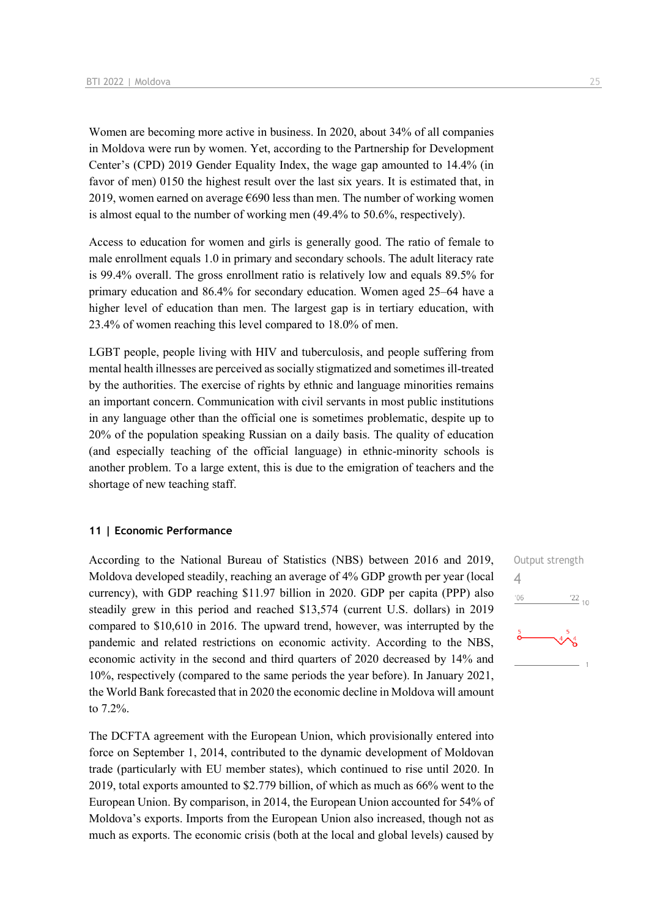Women are becoming more active in business. In 2020, about 34% of all companies in Moldova were run by women. Yet, according to the Partnership for Development Center's (CPD) 2019 Gender Equality Index, the wage gap amounted to 14.4% (in favor of men) 0150 the highest result over the last six years. It is estimated that, in 2019, women earned on average €690 less than men. The number of working women is almost equal to the number of working men (49.4% to 50.6%, respectively).

Access to education for women and girls is generally good. The ratio of female to male enrollment equals 1.0 in primary and secondary schools. The adult literacy rate is 99.4% overall. The gross enrollment ratio is relatively low and equals 89.5% for primary education and 86.4% for secondary education. Women aged 25–64 have a higher level of education than men. The largest gap is in tertiary education, with 23.4% of women reaching this level compared to 18.0% of men.

LGBT people, people living with HIV and tuberculosis, and people suffering from mental health illnesses are perceived as socially stigmatized and sometimes ill-treated by the authorities. The exercise of rights by ethnic and language minorities remains an important concern. Communication with civil servants in most public institutions in any language other than the official one is sometimes problematic, despite up to 20% of the population speaking Russian on a daily basis. The quality of education (and especially teaching of the official language) in ethnic-minority schools is another problem. To a large extent, this is due to the emigration of teachers and the shortage of new teaching staff.

## 11 | Economic Performance

Output strength
4

According to the National Bureau of Statistics (NBS) between 2016 and 2019, Moldova developed steadily, reaching an average of 4% GDP growth per year (local currency), with GDP reaching $11.97 billion in 2020. GDP per capita (PPP) also steadily grew in this period and reached $13,574 (current U.S. dollars) in 2019 compared to $10,610 in 2016. The upward trend, however, was interrupted by the pandemic and related restrictions on economic activity. According to the NBS, economic activity in the second and third quarters of 2020 decreased by 14% and 10%, respectively (compared to the same periods the year before). In January 2021, the World Bank forecasted that in 2020 the economic decline in Moldova will amount to 7.2%.

The DCFTA agreement with the European Union, which provisionally entered into force on September 1, 2014, contributed to the dynamic development of Moldovan trade (particularly with EU member states), which continued to rise until 2020. In 2019, total exports amounted to $2.779 billion, of which as much as 66% went to the European Union. By comparison, in 2014, the European Union accounted for 54% of Moldova's exports. Imports from the European Union also increased, though not as much as exports. The economic crisis (both at the local and global levels) caused by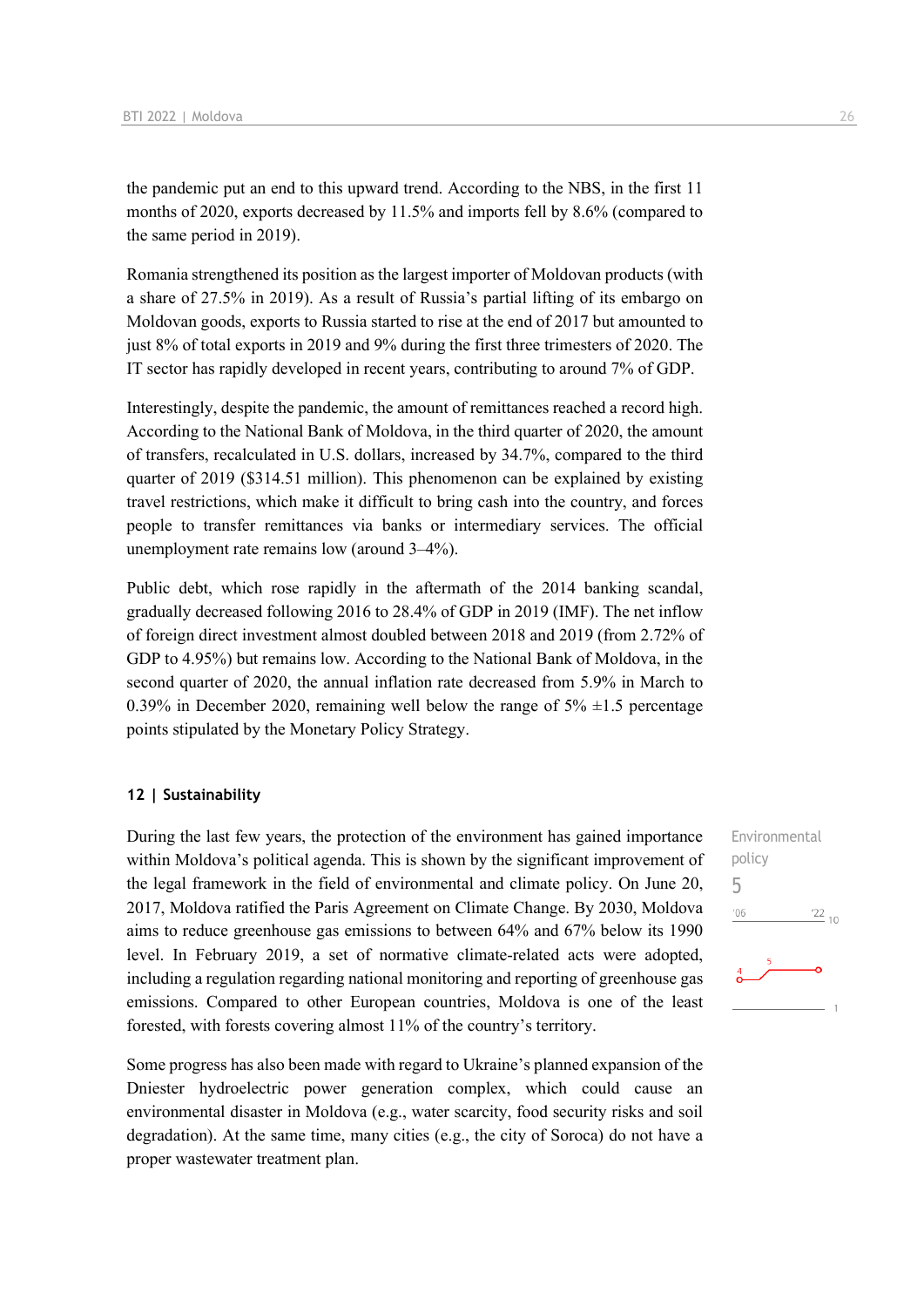the pandemic put an end to this upward trend. According to the NBS, in the first 11 months of 2020, exports decreased by 11.5% and imports fell by 8.6% (compared to the same period in 2019).

Romania strengthened its position as the largest importer of Moldovan products (with a share of 27.5% in 2019). As a result of Russia's partial lifting of its embargo on Moldovan goods, exports to Russia started to rise at the end of 2017 but amounted to just 8% of total exports in 2019 and 9% during the first three trimesters of 2020. The IT sector has rapidly developed in recent years, contributing to around 7% of GDP.

Interestingly, despite the pandemic, the amount of remittances reached a record high. According to the National Bank of Moldova, in the third quarter of 2020, the amount of transfers, recalculated in U.S. dollars, increased by 34.7%, compared to the third quarter of 2019 ($314.51 million). This phenomenon can be explained by existing travel restrictions, which make it difficult to bring cash into the country, and forces people to transfer remittances via banks or intermediary services. The official unemployment rate remains low (around 3–4%).

Public debt, which rose rapidly in the aftermath of the 2014 banking scandal, gradually decreased following 2016 to 28.4% of GDP in 2019 (IMF). The net inflow of foreign direct investment almost doubled between 2018 and 2019 (from 2.72% of GDP to 4.95%) but remains low. According to the National Bank of Moldova, in the second quarter of 2020, the annual inflation rate decreased from 5.9% in March to 0.39% in December 2020, remaining well below the range of 5% ±1.5 percentage points stipulated by the Monetary Policy Strategy.

### 12 | Sustainability

Environmental policy
5

During the last few years, the protection of the environment has gained importance within Moldova's political agenda. This is shown by the significant improvement of the legal framework in the field of environmental and climate policy. On June 20, 2017, Moldova ratified the Paris Agreement on Climate Change. By 2030, Moldova aims to reduce greenhouse gas emissions to between 64% and 67% below its 1990 level. In February 2019, a set of normative climate-related acts were adopted, including a regulation regarding national monitoring and reporting of greenhouse gas emissions. Compared to other European countries, Moldova is one of the least forested, with forests covering almost 11% of the country's territory.

Some progress has also been made with regard to Ukraine's planned expansion of the Dniester hydroelectric power generation complex, which could cause an environmental disaster in Moldova (e.g., water scarcity, food security risks and soil degradation). At the same time, many cities (e.g., the city of Soroca) do not have a proper wastewater treatment plan.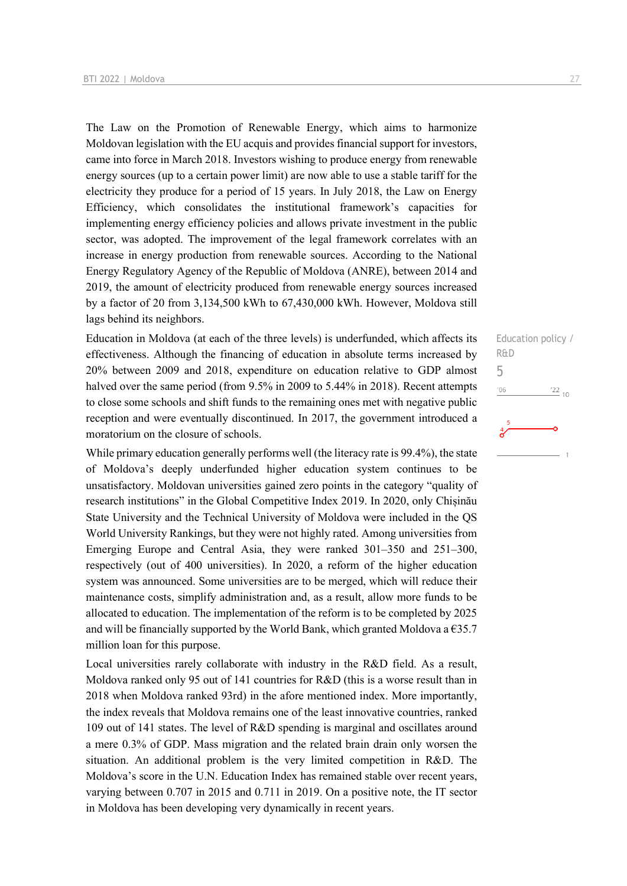The Law on the Promotion of Renewable Energy, which aims to harmonize Moldovan legislation with the EU acquis and provides financial support for investors, came into force in March 2018. Investors wishing to produce energy from renewable energy sources (up to a certain power limit) are now able to use a stable tariff for the electricity they produce for a period of 15 years. In July 2018, the Law on Energy Efficiency, which consolidates the institutional framework's capacities for implementing energy efficiency policies and allows private investment in the public sector, was adopted. The improvement of the legal framework correlates with an increase in energy production from renewable sources. According to the National Energy Regulatory Agency of the Republic of Moldova (ANRE), between 2014 and 2019, the amount of electricity produced from renewable energy sources increased by a factor of 20 from 3,134,500 kWh to 67,430,000 kWh. However, Moldova still lags behind its neighbors.

Education policy / R&D

5

Education in Moldova (at each of the three levels) is underfunded, which affects its effectiveness. Although the financing of education in absolute terms increased by 20% between 2009 and 2018, expenditure on education relative to GDP almost halved over the same period (from 9.5% in 2009 to 5.44% in 2018). Recent attempts to close some schools and shift funds to the remaining ones met with negative public reception and were eventually discontinued. In 2017, the government introduced a moratorium on the closure of schools.

While primary education generally performs well (the literacy rate is 99.4%), the state of Moldova's deeply underfunded higher education system continues to be unsatisfactory. Moldovan universities gained zero points in the category "quality of research institutions" in the Global Competitive Index 2019. In 2020, only Chișinău State University and the Technical University of Moldova were included in the QS World University Rankings, but they were not highly rated. Among universities from Emerging Europe and Central Asia, they were ranked 301–350 and 251–300, respectively (out of 400 universities). In 2020, a reform of the higher education system was announced. Some universities are to be merged, which will reduce their maintenance costs, simplify administration and, as a result, allow more funds to be allocated to education. The implementation of the reform is to be completed by 2025 and will be financially supported by the World Bank, which granted Moldova a €35.7 million loan for this purpose.

Local universities rarely collaborate with industry in the R&D field. As a result, Moldova ranked only 95 out of 141 countries for R&D (this is a worse result than in 2018 when Moldova ranked 93rd) in the afore mentioned index. More importantly, the index reveals that Moldova remains one of the least innovative countries, ranked 109 out of 141 states. The level of R&D spending is marginal and oscillates around a mere 0.3% of GDP. Mass migration and the related brain drain only worsen the situation. An additional problem is the very limited competition in R&D. The Moldova's score in the U.N. Education Index has remained stable over recent years, varying between 0.707 in 2015 and 0.711 in 2019. On a positive note, the IT sector in Moldova has been developing very dynamically in recent years.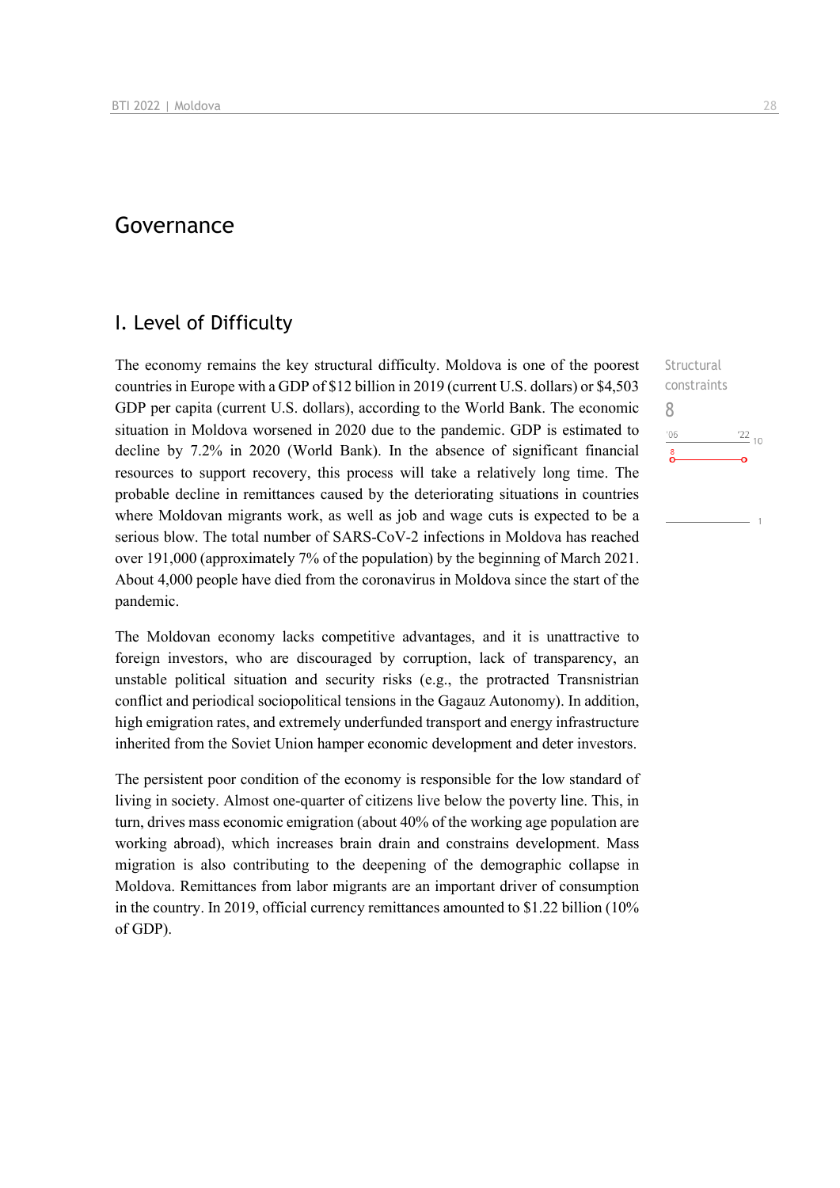# Governance

## I. Level of Difficulty

Structural constraints

8

The economy remains the key structural difficulty. Moldova is one of the poorest countries in Europe with a GDP of $12 billion in 2019 (current U.S. dollars) or $4,503 GDP per capita (current U.S. dollars), according to the World Bank. The economic situation in Moldova worsened in 2020 due to the pandemic. GDP is estimated to decline by 7.2% in 2020 (World Bank). In the absence of significant financial resources to support recovery, this process will take a relatively long time. The probable decline in remittances caused by the deteriorating situations in countries where Moldovan migrants work, as well as job and wage cuts is expected to be a serious blow. The total number of SARS-CoV-2 infections in Moldova has reached over 191,000 (approximately 7% of the population) by the beginning of March 2021. About 4,000 people have died from the coronavirus in Moldova since the start of the pandemic.

The Moldovan economy lacks competitive advantages, and it is unattractive to foreign investors, who are discouraged by corruption, lack of transparency, an unstable political situation and security risks (e.g., the protracted Transnistrian conflict and periodical sociopolitical tensions in the Gagauz Autonomy). In addition, high emigration rates, and extremely underfunded transport and energy infrastructure inherited from the Soviet Union hamper economic development and deter investors.

The persistent poor condition of the economy is responsible for the low standard of living in society. Almost one-quarter of citizens live below the poverty line. This, in turn, drives mass economic emigration (about 40% of the working age population are working abroad), which increases brain drain and constrains development. Mass migration is also contributing to the deepening of the demographic collapse in Moldova. Remittances from labor migrants are an important driver of consumption in the country. In 2019, official currency remittances amounted to $1.22 billion (10% of GDP).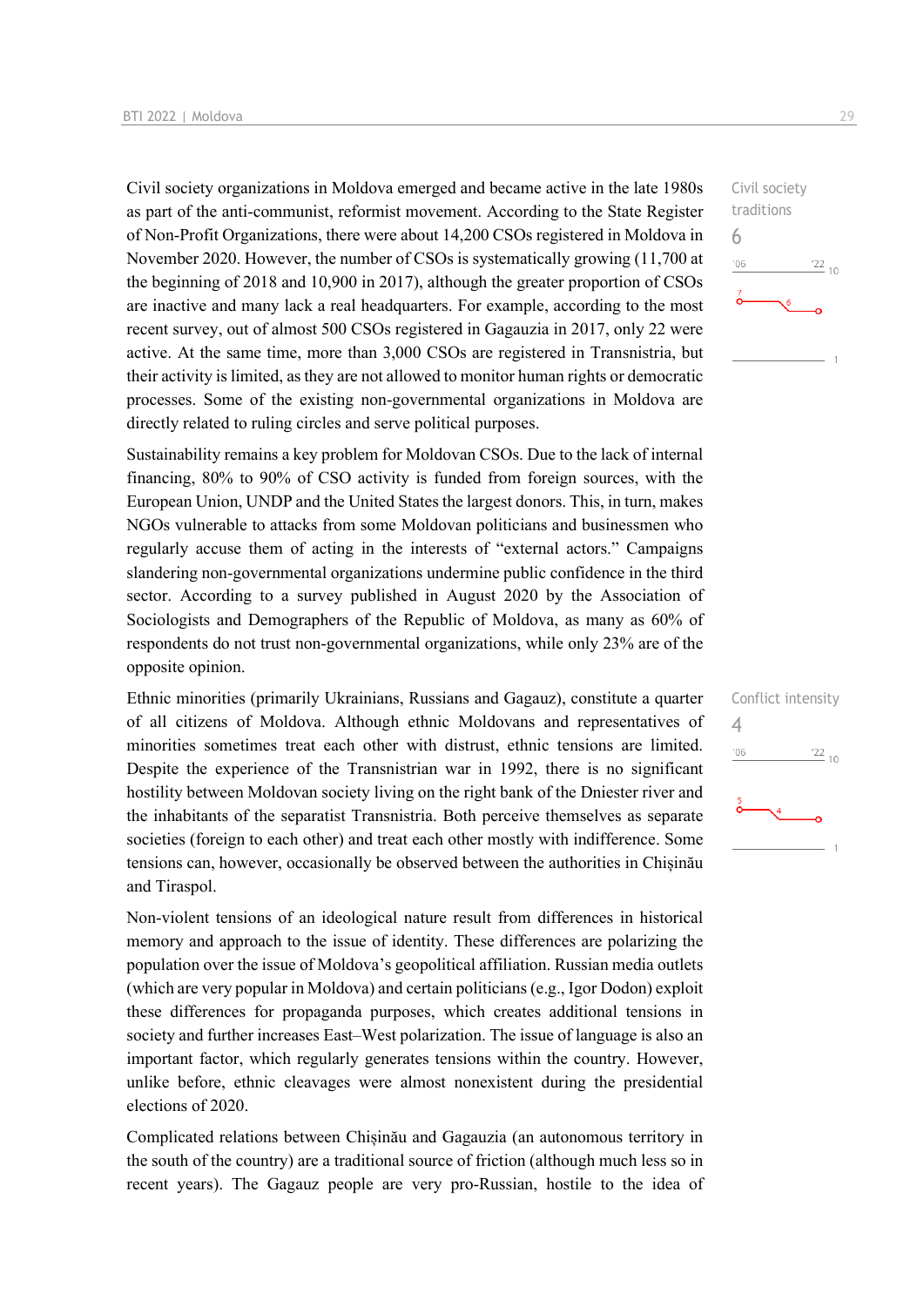Civil society organizations in Moldova emerged and became active in the late 1980s as part of the anti-communist, reformist movement. According to the State Register of Non-Profit Organizations, there were about 14,200 CSOs registered in Moldova in November 2020. However, the number of CSOs is systematically growing (11,700 at the beginning of 2018 and 10,900 in 2017), although the greater proportion of CSOs are inactive and many lack a real headquarters. For example, according to the most recent survey, out of almost 500 CSOs registered in Gagauzia in 2017, only 22 were active. At the same time, more than 3,000 CSOs are registered in Transnistria, but their activity is limited, as they are not allowed to monitor human rights or democratic processes. Some of the existing non-governmental organizations in Moldova are directly related to ruling circles and serve political purposes.

Civil society traditions
6

Sustainability remains a key problem for Moldovan CSOs. Due to the lack of internal financing, 80% to 90% of CSO activity is funded from foreign sources, with the European Union, UNDP and the United States the largest donors. This, in turn, makes NGOs vulnerable to attacks from some Moldovan politicians and businessmen who regularly accuse them of acting in the interests of "external actors." Campaigns slandering non-governmental organizations undermine public confidence in the third sector. According to a survey published in August 2020 by the Association of Sociologists and Demographers of the Republic of Moldova, as many as 60% of respondents do not trust non-governmental organizations, while only 23% are of the opposite opinion.

Ethnic minorities (primarily Ukrainians, Russians and Gagauz), constitute a quarter of all citizens of Moldova. Although ethnic Moldovans and representatives of minorities sometimes treat each other with distrust, ethnic tensions are limited. Despite the experience of the Transnistrian war in 1992, there is no significant hostility between Moldovan society living on the right bank of the Dniester river and the inhabitants of the separatist Transnistria. Both perceive themselves as separate societies (foreign to each other) and treat each other mostly with indifference. Some tensions can, however, occasionally be observed between the authorities in Chișinău and Tiraspol.

Conflict intensity
4

Non-violent tensions of an ideological nature result from differences in historical memory and approach to the issue of identity. These differences are polarizing the population over the issue of Moldova's geopolitical affiliation. Russian media outlets (which are very popular in Moldova) and certain politicians (e.g., Igor Dodon) exploit these differences for propaganda purposes, which creates additional tensions in society and further increases East–West polarization. The issue of language is also an important factor, which regularly generates tensions within the country. However, unlike before, ethnic cleavages were almost nonexistent during the presidential elections of 2020.

Complicated relations between Chișinău and Gagauzia (an autonomous territory in the south of the country) are a traditional source of friction (although much less so in recent years). The Gagauz people are very pro-Russian, hostile to the idea of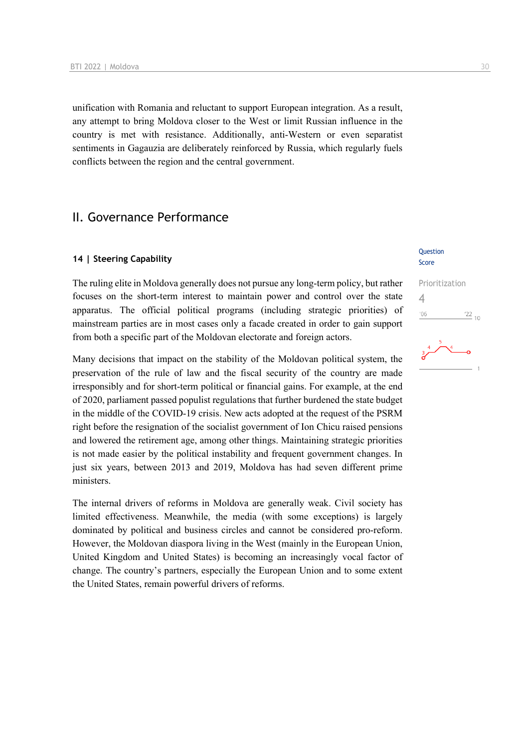unification with Romania and reluctant to support European integration. As a result, any attempt to bring Moldova closer to the West or limit Russian influence in the country is met with resistance. Additionally, anti-Western or even separatist sentiments in Gagauzia are deliberately reinforced by Russia, which regularly fuels conflicts between the region and the central government.

## II. Governance Performance

### 14 | Steering Capability

Question Score

Prioritization
4

The ruling elite in Moldova generally does not pursue any long-term policy, but rather focuses on the short-term interest to maintain power and control over the state apparatus. The official political programs (including strategic priorities) of mainstream parties are in most cases only a facade created in order to gain support from both a specific part of the Moldovan electorate and foreign actors.

Many decisions that impact on the stability of the Moldovan political system, the preservation of the rule of law and the fiscal security of the country are made irresponsibly and for short-term political or financial gains. For example, at the end of 2020, parliament passed populist regulations that further burdened the state budget in the middle of the COVID-19 crisis. New acts adopted at the request of the PSRM right before the resignation of the socialist government of Ion Chicu raised pensions and lowered the retirement age, among other things. Maintaining strategic priorities is not made easier by the political instability and frequent government changes. In just six years, between 2013 and 2019, Moldova has had seven different prime ministers.

The internal drivers of reforms in Moldova are generally weak. Civil society has limited effectiveness. Meanwhile, the media (with some exceptions) is largely dominated by political and business circles and cannot be considered pro-reform. However, the Moldovan diaspora living in the West (mainly in the European Union, United Kingdom and United States) is becoming an increasingly vocal factor of change. The country's partners, especially the European Union and to some extent the United States, remain powerful drivers of reforms.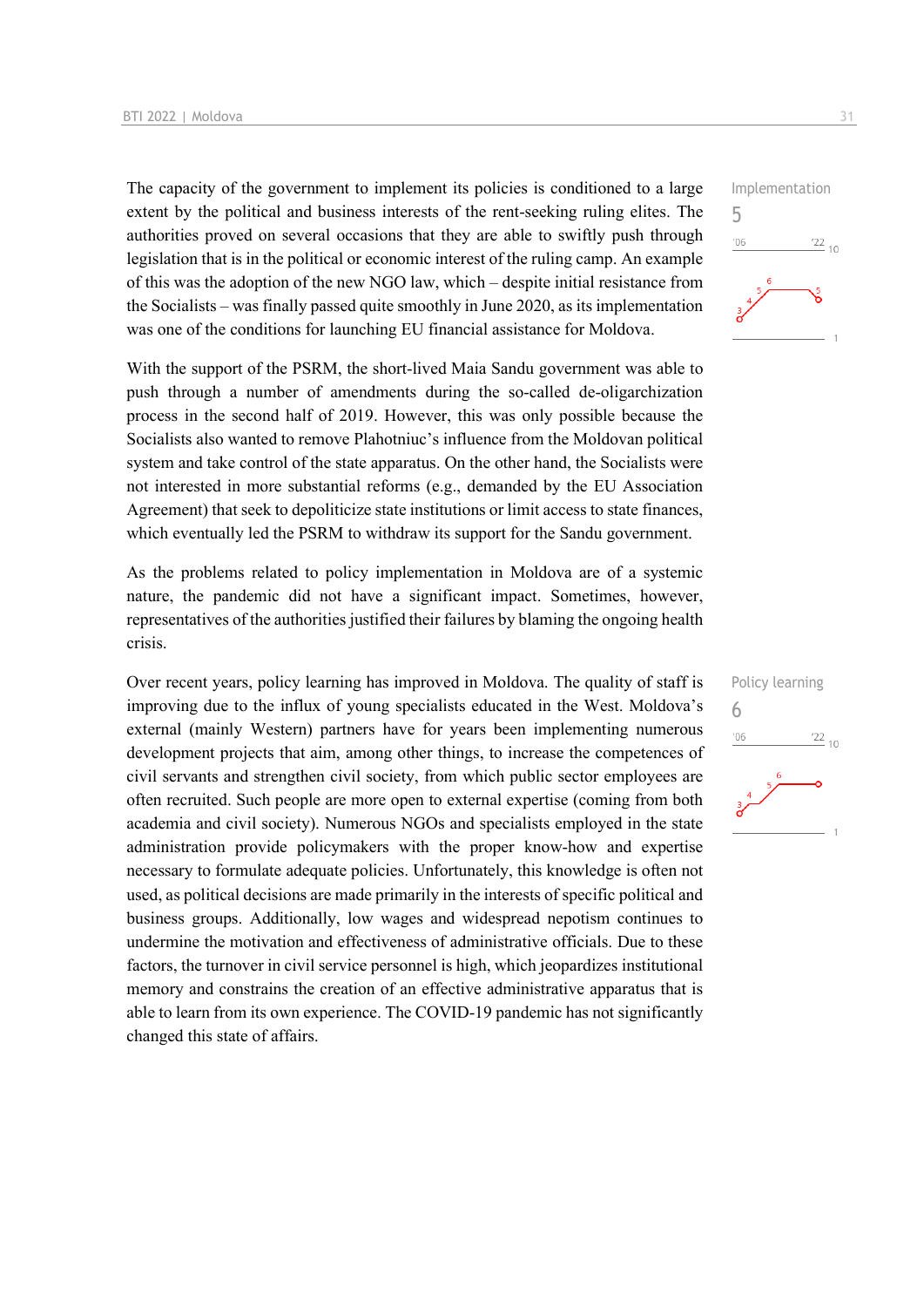The capacity of the government to implement its policies is conditioned to a large extent by the political and business interests of the rent-seeking ruling elites. The authorities proved on several occasions that they are able to swiftly push through legislation that is in the political or economic interest of the ruling camp. An example of this was the adoption of the new NGO law, which – despite initial resistance from the Socialists – was finally passed quite smoothly in June 2020, as its implementation was one of the conditions for launching EU financial assistance for Moldova.

Implementation
5

With the support of the PSRM, the short-lived Maia Sandu government was able to push through a number of amendments during the so-called de-oligarchization process in the second half of 2019. However, this was only possible because the Socialists also wanted to remove Plahotniuc's influence from the Moldovan political system and take control of the state apparatus. On the other hand, the Socialists were not interested in more substantial reforms (e.g., demanded by the EU Association Agreement) that seek to depoliticize state institutions or limit access to state finances, which eventually led the PSRM to withdraw its support for the Sandu government.

As the problems related to policy implementation in Moldova are of a systemic nature, the pandemic did not have a significant impact. Sometimes, however, representatives of the authorities justified their failures by blaming the ongoing health crisis.

Over recent years, policy learning has improved in Moldova. The quality of staff is improving due to the influx of young specialists educated in the West. Moldova's external (mainly Western) partners have for years been implementing numerous development projects that aim, among other things, to increase the competences of civil servants and strengthen civil society, from which public sector employees are often recruited. Such people are more open to external expertise (coming from both academia and civil society). Numerous NGOs and specialists employed in the state administration provide policymakers with the proper know-how and expertise necessary to formulate adequate policies. Unfortunately, this knowledge is often not used, as political decisions are made primarily in the interests of specific political and business groups. Additionally, low wages and widespread nepotism continues to undermine the motivation and effectiveness of administrative officials. Due to these factors, the turnover in civil service personnel is high, which jeopardizes institutional memory and constrains the creation of an effective administrative apparatus that is able to learn from its own experience. The COVID-19 pandemic has not significantly changed this state of affairs.

Policy learning
6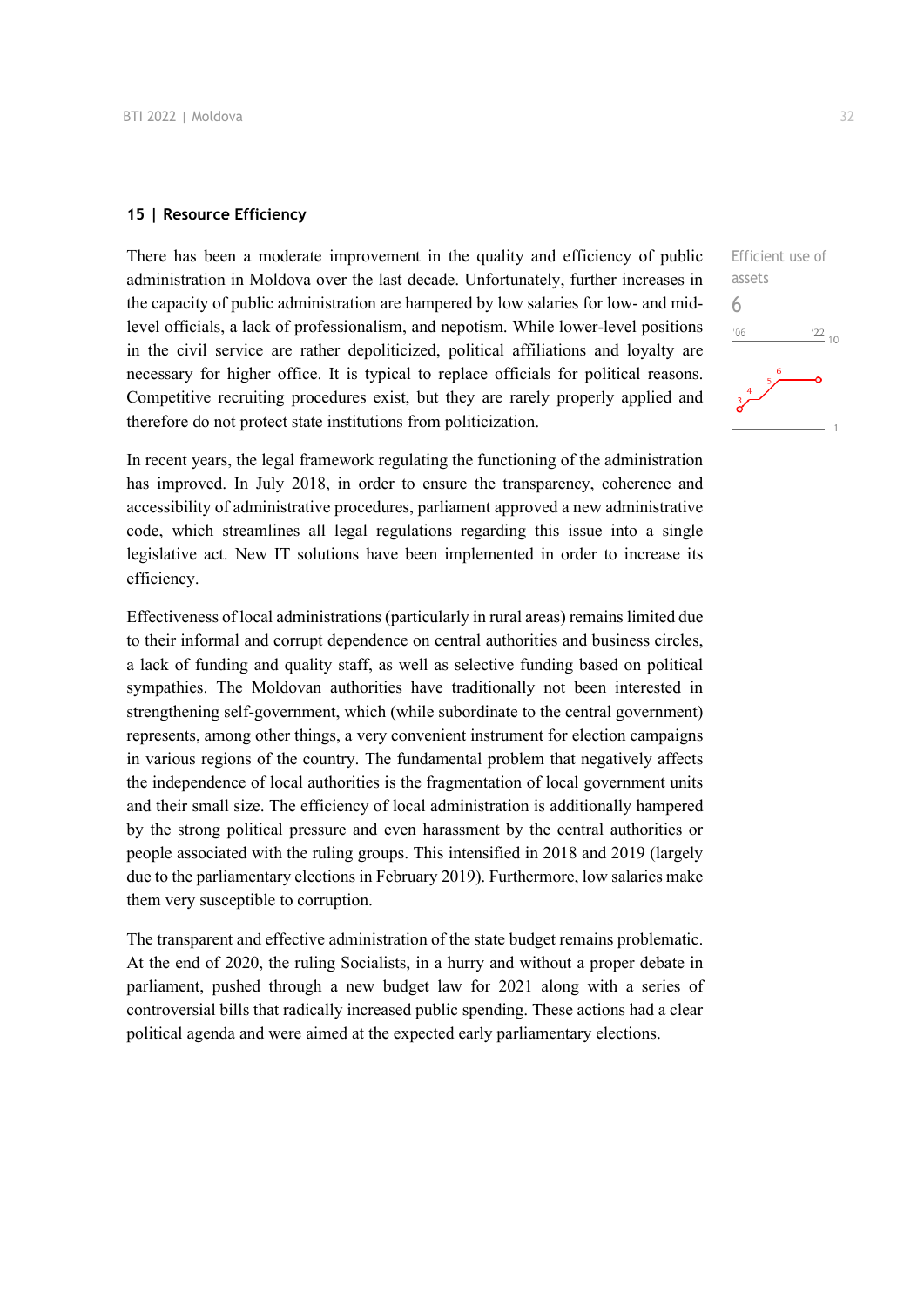## 15 | Resource Efficiency

Efficient use of assets

6

There has been a moderate improvement in the quality and efficiency of public administration in Moldova over the last decade. Unfortunately, further increases in the capacity of public administration are hampered by low salaries for low- and mid-level officials, a lack of professionalism, and nepotism. While lower-level positions in the civil service are rather depoliticized, political affiliations and loyalty are necessary for higher office. It is typical to replace officials for political reasons. Competitive recruiting procedures exist, but they are rarely properly applied and therefore do not protect state institutions from politicization.

In recent years, the legal framework regulating the functioning of the administration has improved. In July 2018, in order to ensure the transparency, coherence and accessibility of administrative procedures, parliament approved a new administrative code, which streamlines all legal regulations regarding this issue into a single legislative act. New IT solutions have been implemented in order to increase its efficiency.

Effectiveness of local administrations (particularly in rural areas) remains limited due to their informal and corrupt dependence on central authorities and business circles, a lack of funding and quality staff, as well as selective funding based on political sympathies. The Moldovan authorities have traditionally not been interested in strengthening self-government, which (while subordinate to the central government) represents, among other things, a very convenient instrument for election campaigns in various regions of the country. The fundamental problem that negatively affects the independence of local authorities is the fragmentation of local government units and their small size. The efficiency of local administration is additionally hampered by the strong political pressure and even harassment by the central authorities or people associated with the ruling groups. This intensified in 2018 and 2019 (largely due to the parliamentary elections in February 2019). Furthermore, low salaries make them very susceptible to corruption.

The transparent and effective administration of the state budget remains problematic. At the end of 2020, the ruling Socialists, in a hurry and without a proper debate in parliament, pushed through a new budget law for 2021 along with a series of controversial bills that radically increased public spending. These actions had a clear political agenda and were aimed at the expected early parliamentary elections.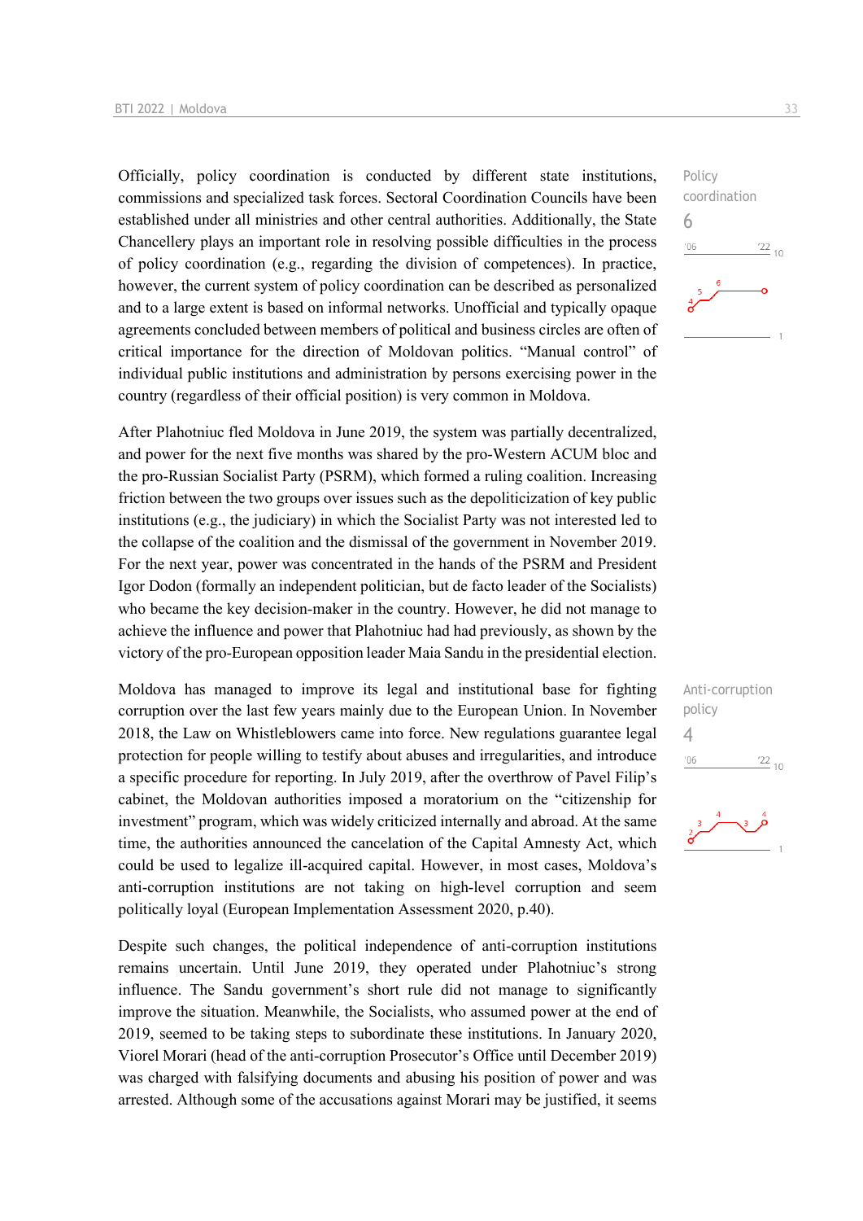Policy coordination

6

Officially, policy coordination is conducted by different state institutions, commissions and specialized task forces. Sectoral Coordination Councils have been established under all ministries and other central authorities. Additionally, the State Chancellery plays an important role in resolving possible difficulties in the process of policy coordination (e.g., regarding the division of competences). In practice, however, the current system of policy coordination can be described as personalized and to a large extent is based on informal networks. Unofficial and typically opaque agreements concluded between members of political and business circles are often of critical importance for the direction of Moldovan politics. "Manual control" of individual public institutions and administration by persons exercising power in the country (regardless of their official position) is very common in Moldova.

After Plahotniuc fled Moldova in June 2019, the system was partially decentralized, and power for the next five months was shared by the pro-Western ACUM bloc and the pro-Russian Socialist Party (PSRM), which formed a ruling coalition. Increasing friction between the two groups over issues such as the depoliticization of key public institutions (e.g., the judiciary) in which the Socialist Party was not interested led to the collapse of the coalition and the dismissal of the government in November 2019. For the next year, power was concentrated in the hands of the PSRM and President Igor Dodon (formally an independent politician, but de facto leader of the Socialists) who became the key decision-maker in the country. However, he did not manage to achieve the influence and power that Plahotniuc had had previously, as shown by the victory of the pro-European opposition leader Maia Sandu in the presidential election.

Anti-corruption policy

4

Moldova has managed to improve its legal and institutional base for fighting corruption over the last few years mainly due to the European Union. In November 2018, the Law on Whistleblowers came into force. New regulations guarantee legal protection for people willing to testify about abuses and irregularities, and introduce a specific procedure for reporting. In July 2019, after the overthrow of Pavel Filip's cabinet, the Moldovan authorities imposed a moratorium on the "citizenship for investment" program, which was widely criticized internally and abroad. At the same time, the authorities announced the cancelation of the Capital Amnesty Act, which could be used to legalize ill-acquired capital. However, in most cases, Moldova's anti-corruption institutions are not taking on high-level corruption and seem politically loyal (European Implementation Assessment 2020, p.40).

Despite such changes, the political independence of anti-corruption institutions remains uncertain. Until June 2019, they operated under Plahotniuc's strong influence. The Sandu government's short rule did not manage to significantly improve the situation. Meanwhile, the Socialists, who assumed power at the end of 2019, seemed to be taking steps to subordinate these institutions. In January 2020, Viorel Morari (head of the anti-corruption Prosecutor's Office until December 2019) was charged with falsifying documents and abusing his position of power and was arrested. Although some of the accusations against Morari may be justified, it seems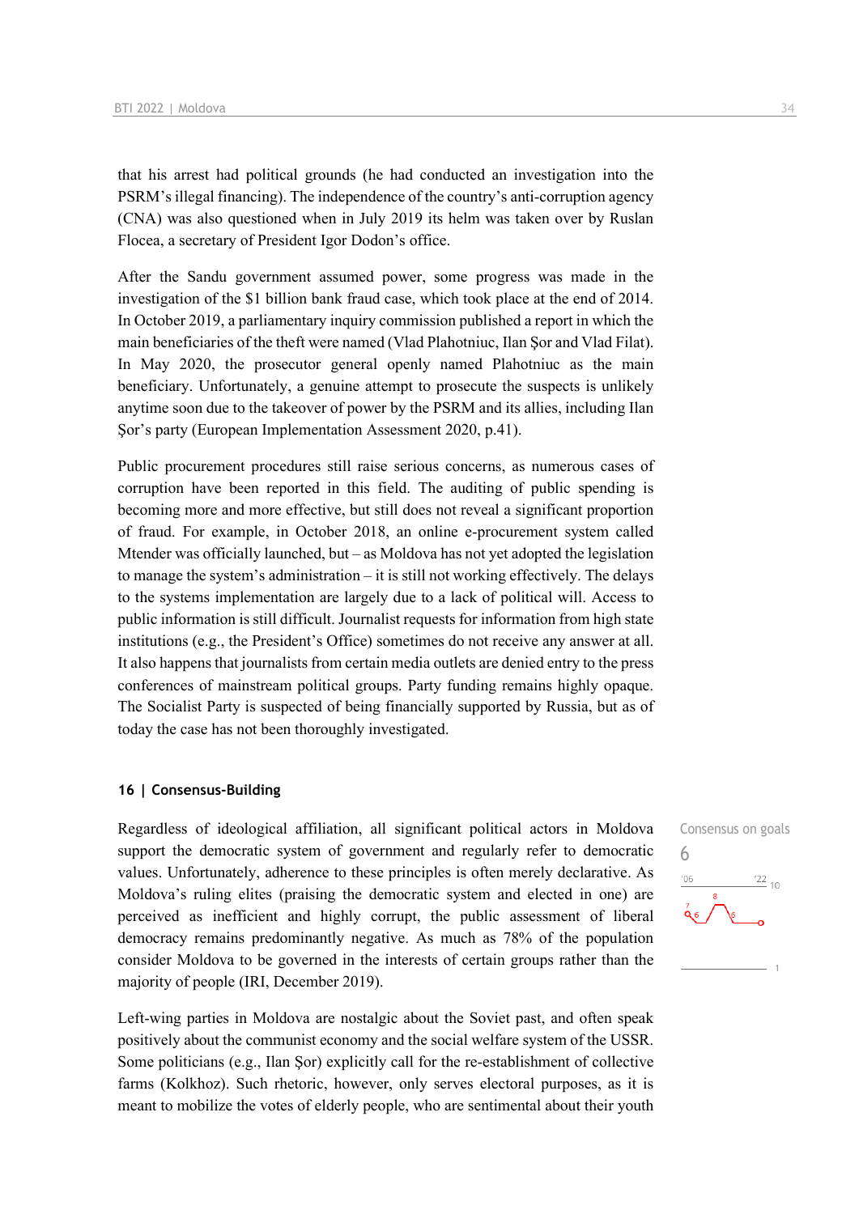that his arrest had political grounds (he had conducted an investigation into the PSRM's illegal financing). The independence of the country's anti-corruption agency (CNA) was also questioned when in July 2019 its helm was taken over by Ruslan Flocea, a secretary of President Igor Dodon's office.

After the Sandu government assumed power, some progress was made in the investigation of the $1 billion bank fraud case, which took place at the end of 2014. In October 2019, a parliamentary inquiry commission published a report in which the main beneficiaries of the theft were named (Vlad Plahotniuc, Ilan Şor and Vlad Filat). In May 2020, the prosecutor general openly named Plahotniuc as the main beneficiary. Unfortunately, a genuine attempt to prosecute the suspects is unlikely anytime soon due to the takeover of power by the PSRM and its allies, including Ilan Şor's party (European Implementation Assessment 2020, p.41).

Public procurement procedures still raise serious concerns, as numerous cases of corruption have been reported in this field. The auditing of public spending is becoming more and more effective, but still does not reveal a significant proportion of fraud. For example, in October 2018, an online e-procurement system called Mtender was officially launched, but – as Moldova has not yet adopted the legislation to manage the system's administration – it is still not working effectively. The delays to the systems implementation are largely due to a lack of political will. Access to public information is still difficult. Journalist requests for information from high state institutions (e.g., the President's Office) sometimes do not receive any answer at all. It also happens that journalists from certain media outlets are denied entry to the press conferences of mainstream political groups. Party funding remains highly opaque. The Socialist Party is suspected of being financially supported by Russia, but as of today the case has not been thoroughly investigated.

## 16 | Consensus-Building

Consensus on goals
6

Regardless of ideological affiliation, all significant political actors in Moldova support the democratic system of government and regularly refer to democratic values. Unfortunately, adherence to these principles is often merely declarative. As Moldova's ruling elites (praising the democratic system and elected in one) are perceived as inefficient and highly corrupt, the public assessment of liberal democracy remains predominantly negative. As much as 78% of the population consider Moldova to be governed in the interests of certain groups rather than the majority of people (IRI, December 2019).

Left-wing parties in Moldova are nostalgic about the Soviet past, and often speak positively about the communist economy and the social welfare system of the USSR. Some politicians (e.g., Ilan Şor) explicitly call for the re-establishment of collective farms (Kolkhoz). Such rhetoric, however, only serves electoral purposes, as it is meant to mobilize the votes of elderly people, who are sentimental about their youth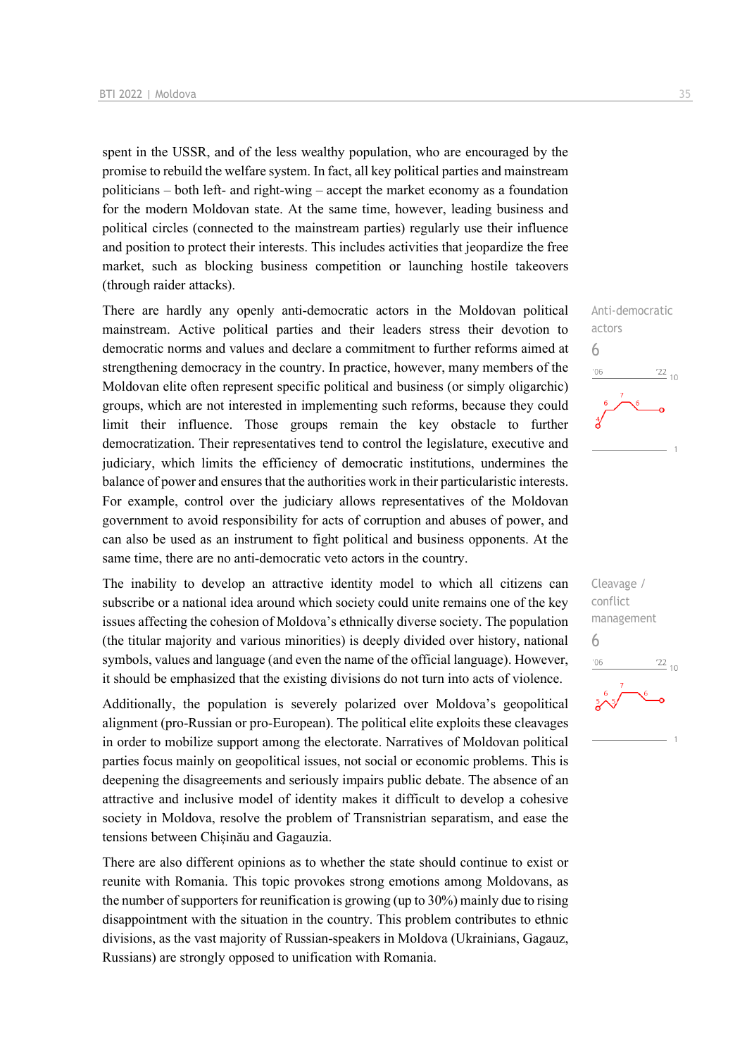spent in the USSR, and of the less wealthy population, who are encouraged by the promise to rebuild the welfare system. In fact, all key political parties and mainstream politicians – both left- and right-wing – accept the market economy as a foundation for the modern Moldovan state. At the same time, however, leading business and political circles (connected to the mainstream parties) regularly use their influence and position to protect their interests. This includes activities that jeopardize the free market, such as blocking business competition or launching hostile takeovers (through raider attacks).

Anti-democratic actors
6

There are hardly any openly anti-democratic actors in the Moldovan political mainstream. Active political parties and their leaders stress their devotion to democratic norms and values and declare a commitment to further reforms aimed at strengthening democracy in the country. In practice, however, many members of the Moldovan elite often represent specific political and business (or simply oligarchic) groups, which are not interested in implementing such reforms, because they could limit their influence. Those groups remain the key obstacle to further democratization. Their representatives tend to control the legislature, executive and judiciary, which limits the efficiency of democratic institutions, undermines the balance of power and ensures that the authorities work in their particularistic interests. For example, control over the judiciary allows representatives of the Moldovan government to avoid responsibility for acts of corruption and abuses of power, and can also be used as an instrument to fight political and business opponents. At the same time, there are no anti-democratic veto actors in the country.

Cleavage / conflict management
6

The inability to develop an attractive identity model to which all citizens can subscribe or a national idea around which society could unite remains one of the key issues affecting the cohesion of Moldova's ethnically diverse society. The population (the titular majority and various minorities) is deeply divided over history, national symbols, values and language (and even the name of the official language). However, it should be emphasized that the existing divisions do not turn into acts of violence.

Additionally, the population is severely polarized over Moldova's geopolitical alignment (pro-Russian or pro-European). The political elite exploits these cleavages in order to mobilize support among the electorate. Narratives of Moldovan political parties focus mainly on geopolitical issues, not social or economic problems. This is deepening the disagreements and seriously impairs public debate. The absence of an attractive and inclusive model of identity makes it difficult to develop a cohesive society in Moldova, resolve the problem of Transnistrian separatism, and ease the tensions between Chișinău and Gagauzia.

There are also different opinions as to whether the state should continue to exist or reunite with Romania. This topic provokes strong emotions among Moldovans, as the number of supporters for reunification is growing (up to 30%) mainly due to rising disappointment with the situation in the country. This problem contributes to ethnic divisions, as the vast majority of Russian-speakers in Moldova (Ukrainians, Gagauz, Russians) are strongly opposed to unification with Romania.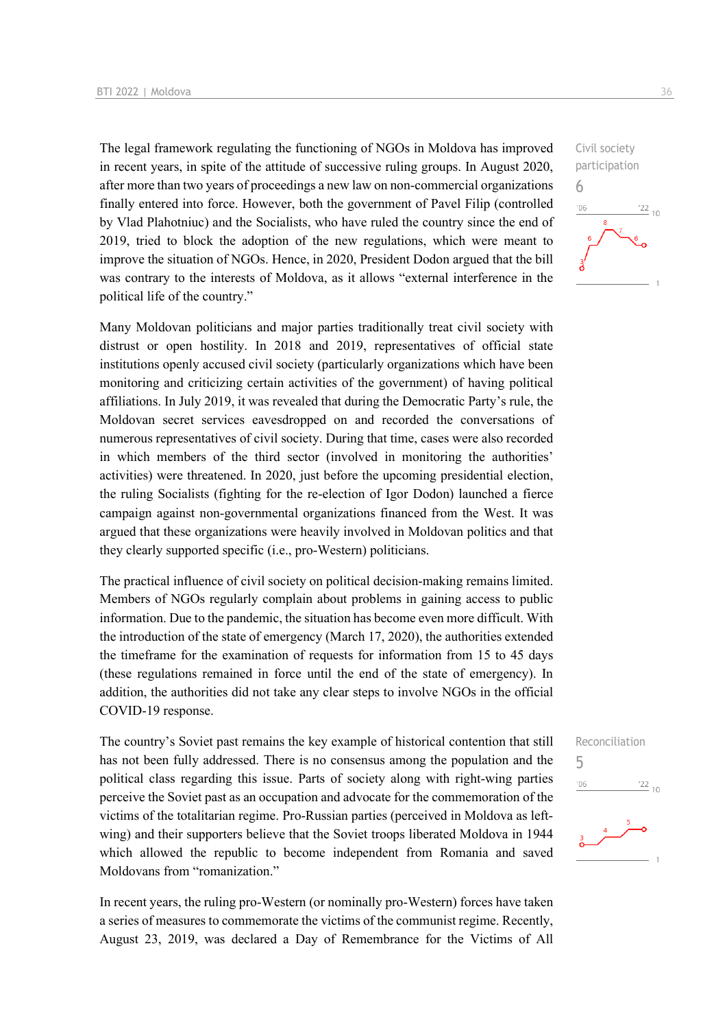The legal framework regulating the functioning of NGOs in Moldova has improved in recent years, in spite of the attitude of successive ruling groups. In August 2020, after more than two years of proceedings a new law on non-commercial organizations finally entered into force. However, both the government of Pavel Filip (controlled by Vlad Plahotniuc) and the Socialists, who have ruled the country since the end of 2019, tried to block the adoption of the new regulations, which were meant to improve the situation of NGOs. Hence, in 2020, President Dodon argued that the bill was contrary to the interests of Moldova, as it allows "external interference in the political life of the country."

Civil society participation
6

Many Moldovan politicians and major parties traditionally treat civil society with distrust or open hostility. In 2018 and 2019, representatives of official state institutions openly accused civil society (particularly organizations which have been monitoring and criticizing certain activities of the government) of having political affiliations. In July 2019, it was revealed that during the Democratic Party's rule, the Moldovan secret services eavesdropped on and recorded the conversations of numerous representatives of civil society. During that time, cases were also recorded in which members of the third sector (involved in monitoring the authorities' activities) were threatened. In 2020, just before the upcoming presidential election, the ruling Socialists (fighting for the re-election of Igor Dodon) launched a fierce campaign against non-governmental organizations financed from the West. It was argued that these organizations were heavily involved in Moldovan politics and that they clearly supported specific (i.e., pro-Western) politicians.

The practical influence of civil society on political decision-making remains limited. Members of NGOs regularly complain about problems in gaining access to public information. Due to the pandemic, the situation has become even more difficult. With the introduction of the state of emergency (March 17, 2020), the authorities extended the timeframe for the examination of requests for information from 15 to 45 days (these regulations remained in force until the end of the state of emergency). In addition, the authorities did not take any clear steps to involve NGOs in the official COVID-19 response.

The country's Soviet past remains the key example of historical contention that still has not been fully addressed. There is no consensus among the population and the political class regarding this issue. Parts of society along with right-wing parties perceive the Soviet past as an occupation and advocate for the commemoration of the victims of the totalitarian regime. Pro-Russian parties (perceived in Moldova as left-wing) and their supporters believe that the Soviet troops liberated Moldova in 1944 which allowed the republic to become independent from Romania and saved Moldovans from "romanization."

Reconciliation
5

In recent years, the ruling pro-Western (or nominally pro-Western) forces have taken a series of measures to commemorate the victims of the communist regime. Recently, August 23, 2019, was declared a Day of Remembrance for the Victims of All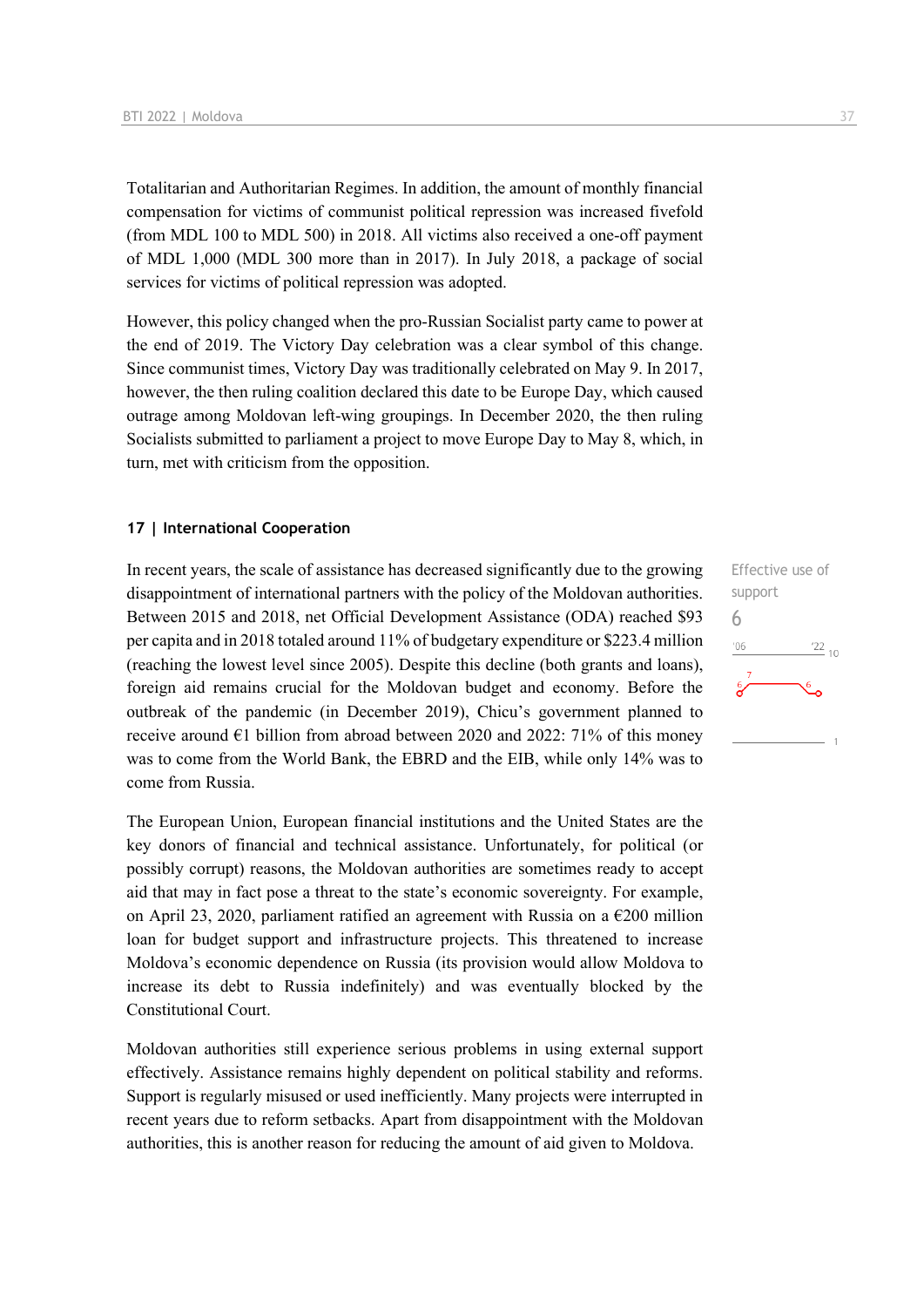Totalitarian and Authoritarian Regimes. In addition, the amount of monthly financial compensation for victims of communist political repression was increased fivefold (from MDL 100 to MDL 500) in 2018. All victims also received a one-off payment of MDL 1,000 (MDL 300 more than in 2017). In July 2018, a package of social services for victims of political repression was adopted.

However, this policy changed when the pro-Russian Socialist party came to power at the end of 2019. The Victory Day celebration was a clear symbol of this change. Since communist times, Victory Day was traditionally celebrated on May 9. In 2017, however, the then ruling coalition declared this date to be Europe Day, which caused outrage among Moldovan left-wing groupings. In December 2020, the then ruling Socialists submitted to parliament a project to move Europe Day to May 8, which, in turn, met with criticism from the opposition.

### 17 | International Cooperation

Effective use of support

6

In recent years, the scale of assistance has decreased significantly due to the growing disappointment of international partners with the policy of the Moldovan authorities. Between 2015 and 2018, net Official Development Assistance (ODA) reached $93 per capita and in 2018 totaled around 11% of budgetary expenditure or $223.4 million (reaching the lowest level since 2005). Despite this decline (both grants and loans), foreign aid remains crucial for the Moldovan budget and economy. Before the outbreak of the pandemic (in December 2019), Chicu's government planned to receive around €1 billion from abroad between 2020 and 2022: 71% of this money was to come from the World Bank, the EBRD and the EIB, while only 14% was to come from Russia.

The European Union, European financial institutions and the United States are the key donors of financial and technical assistance. Unfortunately, for political (or possibly corrupt) reasons, the Moldovan authorities are sometimes ready to accept aid that may in fact pose a threat to the state's economic sovereignty. For example, on April 23, 2020, parliament ratified an agreement with Russia on a €200 million loan for budget support and infrastructure projects. This threatened to increase Moldova's economic dependence on Russia (its provision would allow Moldova to increase its debt to Russia indefinitely) and was eventually blocked by the Constitutional Court.

Moldovan authorities still experience serious problems in using external support effectively. Assistance remains highly dependent on political stability and reforms. Support is regularly misused or used inefficiently. Many projects were interrupted in recent years due to reform setbacks. Apart from disappointment with the Moldovan authorities, this is another reason for reducing the amount of aid given to Moldova.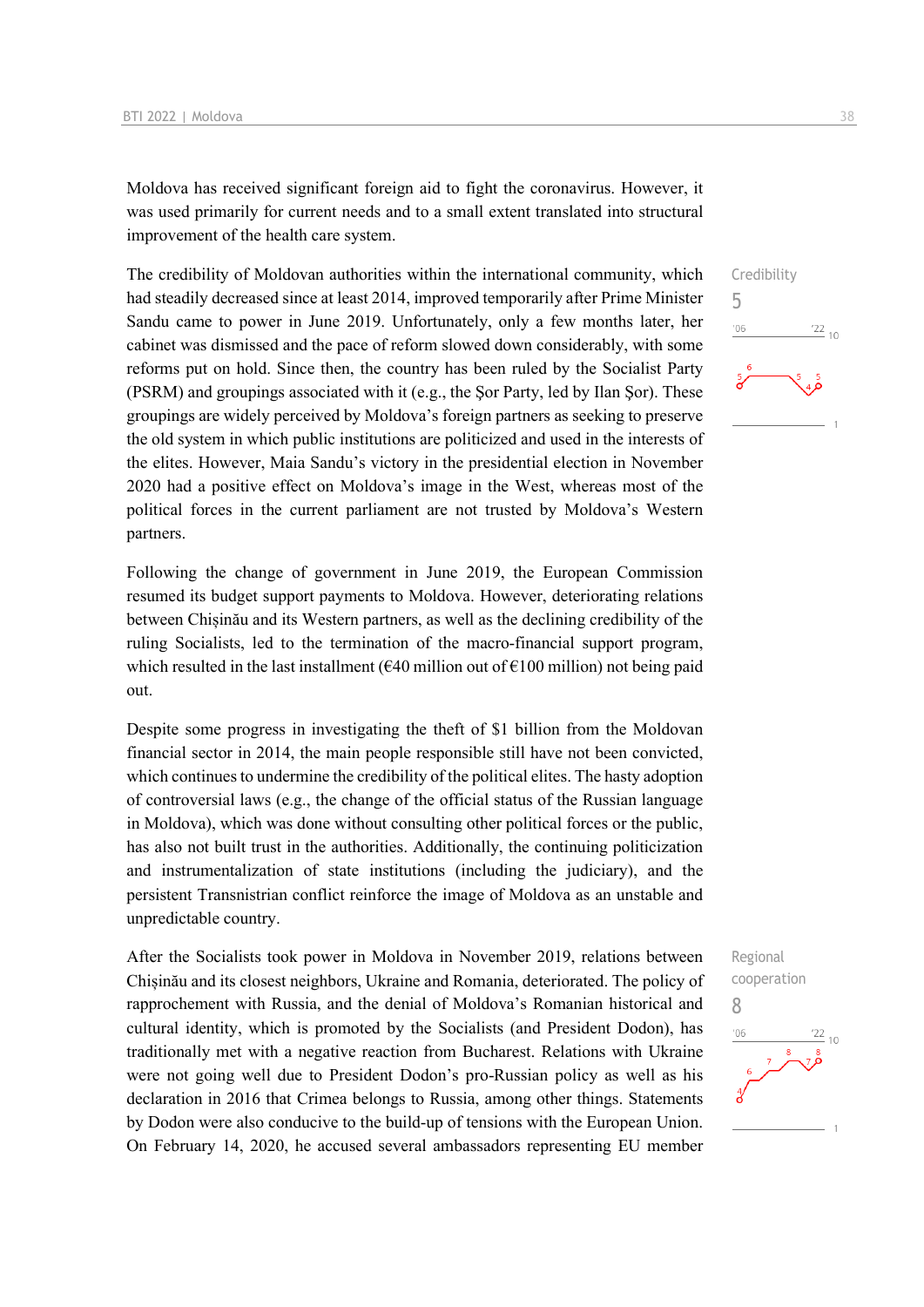Moldova has received significant foreign aid to fight the coronavirus. However, it was used primarily for current needs and to a small extent translated into structural improvement of the health care system.

Credibility
5

The credibility of Moldovan authorities within the international community, which had steadily decreased since at least 2014, improved temporarily after Prime Minister Sandu came to power in June 2019. Unfortunately, only a few months later, her cabinet was dismissed and the pace of reform slowed down considerably, with some reforms put on hold. Since then, the country has been ruled by the Socialist Party (PSRM) and groupings associated with it (e.g., the Şor Party, led by Ilan Şor). These groupings are widely perceived by Moldova's foreign partners as seeking to preserve the old system in which public institutions are politicized and used in the interests of the elites. However, Maia Sandu's victory in the presidential election in November 2020 had a positive effect on Moldova's image in the West, whereas most of the political forces in the current parliament are not trusted by Moldova's Western partners.

Following the change of government in June 2019, the European Commission resumed its budget support payments to Moldova. However, deteriorating relations between Chișinău and its Western partners, as well as the declining credibility of the ruling Socialists, led to the termination of the macro-financial support program, which resulted in the last installment (€40 million out of €100 million) not being paid out.

Despite some progress in investigating the theft of $1 billion from the Moldovan financial sector in 2014, the main people responsible still have not been convicted, which continues to undermine the credibility of the political elites. The hasty adoption of controversial laws (e.g., the change of the official status of the Russian language in Moldova), which was done without consulting other political forces or the public, has also not built trust in the authorities. Additionally, the continuing politicization and instrumentalization of state institutions (including the judiciary), and the persistent Transnistrian conflict reinforce the image of Moldova as an unstable and unpredictable country.

Regional cooperation
8

After the Socialists took power in Moldova in November 2019, relations between Chișinău and its closest neighbors, Ukraine and Romania, deteriorated. The policy of rapprochement with Russia, and the denial of Moldova's Romanian historical and cultural identity, which is promoted by the Socialists (and President Dodon), has traditionally met with a negative reaction from Bucharest. Relations with Ukraine were not going well due to President Dodon's pro-Russian policy as well as his declaration in 2016 that Crimea belongs to Russia, among other things. Statements by Dodon were also conducive to the build-up of tensions with the European Union. On February 14, 2020, he accused several ambassadors representing EU member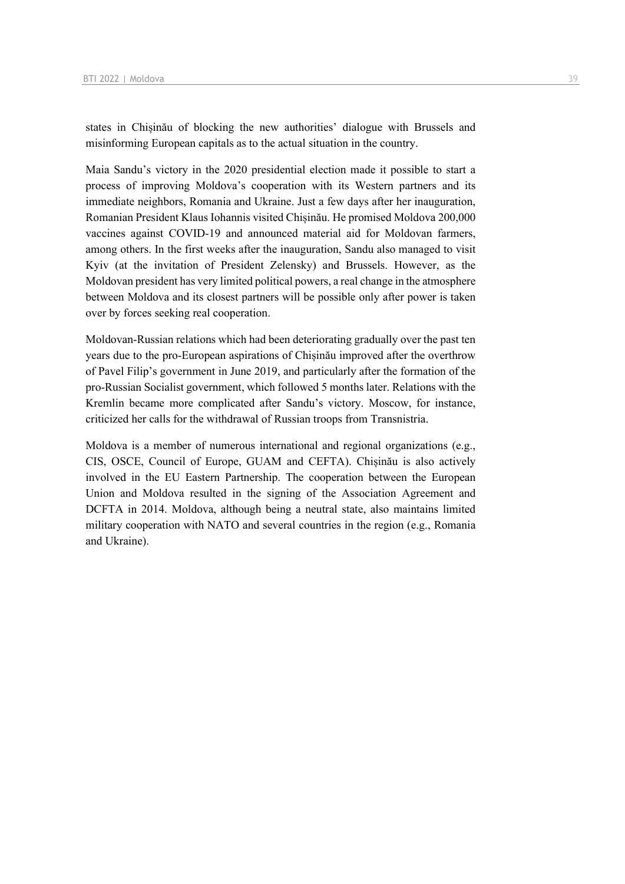states in Chișinău of blocking the new authorities' dialogue with Brussels and misinforming European capitals as to the actual situation in the country.

Maia Sandu's victory in the 2020 presidential election made it possible to start a process of improving Moldova's cooperation with its Western partners and its immediate neighbors, Romania and Ukraine. Just a few days after her inauguration, Romanian President Klaus Iohannis visited Chișinău. He promised Moldova 200,000 vaccines against COVID-19 and announced material aid for Moldovan farmers, among others. In the first weeks after the inauguration, Sandu also managed to visit Kyiv (at the invitation of President Zelensky) and Brussels. However, as the Moldovan president has very limited political powers, a real change in the atmosphere between Moldova and its closest partners will be possible only after power is taken over by forces seeking real cooperation.

Moldovan-Russian relations which had been deteriorating gradually over the past ten years due to the pro-European aspirations of Chișinău improved after the overthrow of Pavel Filip's government in June 2019, and particularly after the formation of the pro-Russian Socialist government, which followed 5 months later. Relations with the Kremlin became more complicated after Sandu's victory. Moscow, for instance, criticized her calls for the withdrawal of Russian troops from Transnistria.

Moldova is a member of numerous international and regional organizations (e.g., CIS, OSCE, Council of Europe, GUAM and CEFTA). Chișinău is also actively involved in the EU Eastern Partnership. The cooperation between the European Union and Moldova resulted in the signing of the Association Agreement and DCFTA in 2014. Moldova, although being a neutral state, also maintains limited military cooperation with NATO and several countries in the region (e.g., Romania and Ukraine).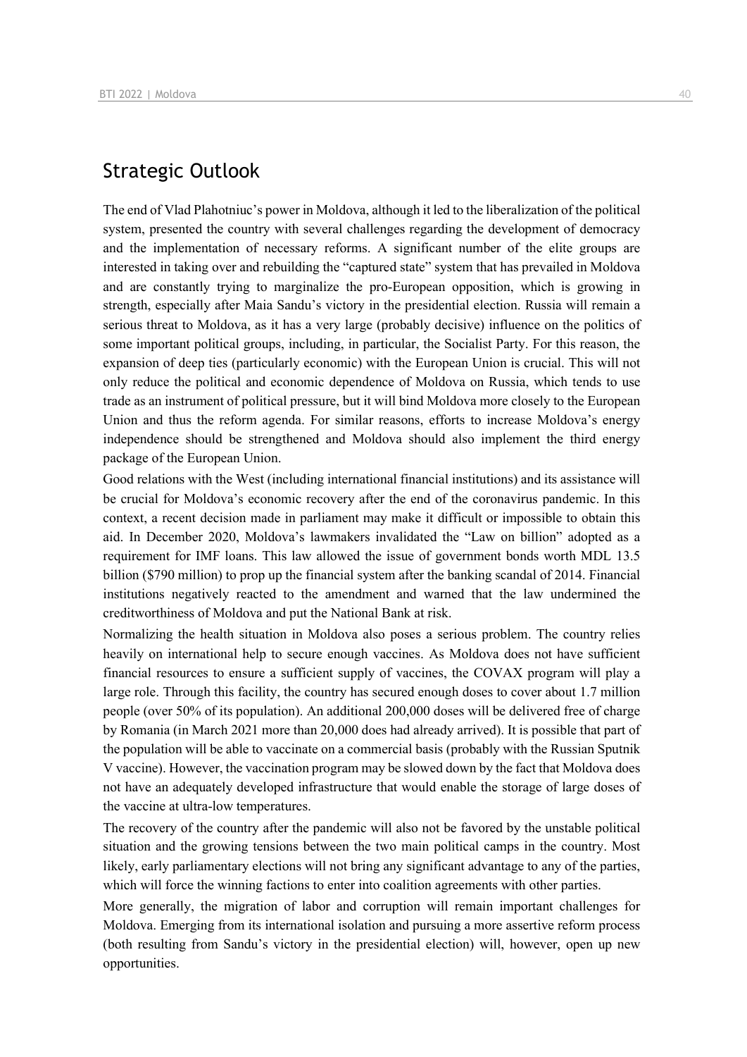## Strategic Outlook

The end of Vlad Plahotniuc's power in Moldova, although it led to the liberalization of the political system, presented the country with several challenges regarding the development of democracy and the implementation of necessary reforms. A significant number of the elite groups are interested in taking over and rebuilding the "captured state" system that has prevailed in Moldova and are constantly trying to marginalize the pro-European opposition, which is growing in strength, especially after Maia Sandu's victory in the presidential election. Russia will remain a serious threat to Moldova, as it has a very large (probably decisive) influence on the politics of some important political groups, including, in particular, the Socialist Party. For this reason, the expansion of deep ties (particularly economic) with the European Union is crucial. This will not only reduce the political and economic dependence of Moldova on Russia, which tends to use trade as an instrument of political pressure, but it will bind Moldova more closely to the European Union and thus the reform agenda. For similar reasons, efforts to increase Moldova's energy independence should be strengthened and Moldova should also implement the third energy package of the European Union.

Good relations with the West (including international financial institutions) and its assistance will be crucial for Moldova's economic recovery after the end of the coronavirus pandemic. In this context, a recent decision made in parliament may make it difficult or impossible to obtain this aid. In December 2020, Moldova's lawmakers invalidated the "Law on billion" adopted as a requirement for IMF loans. This law allowed the issue of government bonds worth MDL 13.5 billion ($790 million) to prop up the financial system after the banking scandal of 2014. Financial institutions negatively reacted to the amendment and warned that the law undermined the creditworthiness of Moldova and put the National Bank at risk.

Normalizing the health situation in Moldova also poses a serious problem. The country relies heavily on international help to secure enough vaccines. As Moldova does not have sufficient financial resources to ensure a sufficient supply of vaccines, the COVAX program will play a large role. Through this facility, the country has secured enough doses to cover about 1.7 million people (over 50% of its population). An additional 200,000 doses will be delivered free of charge by Romania (in March 2021 more than 20,000 does had already arrived). It is possible that part of the population will be able to vaccinate on a commercial basis (probably with the Russian Sputnik V vaccine). However, the vaccination program may be slowed down by the fact that Moldova does not have an adequately developed infrastructure that would enable the storage of large doses of the vaccine at ultra-low temperatures.

The recovery of the country after the pandemic will also not be favored by the unstable political situation and the growing tensions between the two main political camps in the country. Most likely, early parliamentary elections will not bring any significant advantage to any of the parties, which will force the winning factions to enter into coalition agreements with other parties.

More generally, the migration of labor and corruption will remain important challenges for Moldova. Emerging from its international isolation and pursuing a more assertive reform process (both resulting from Sandu's victory in the presidential election) will, however, open up new opportunities.